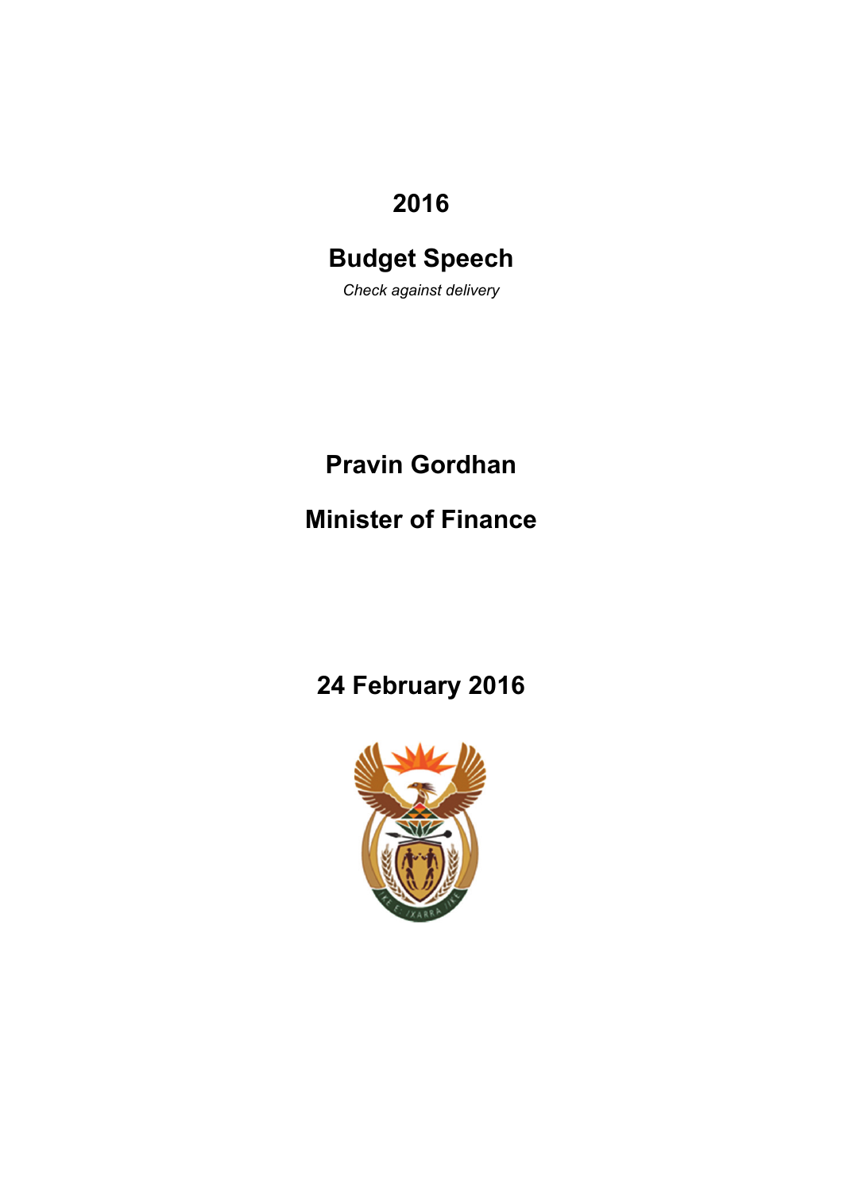# 2016

# Budget Speech

*Check against delivery*

## Pravin Gordhan

## Minister of Finance

## 24 February 2016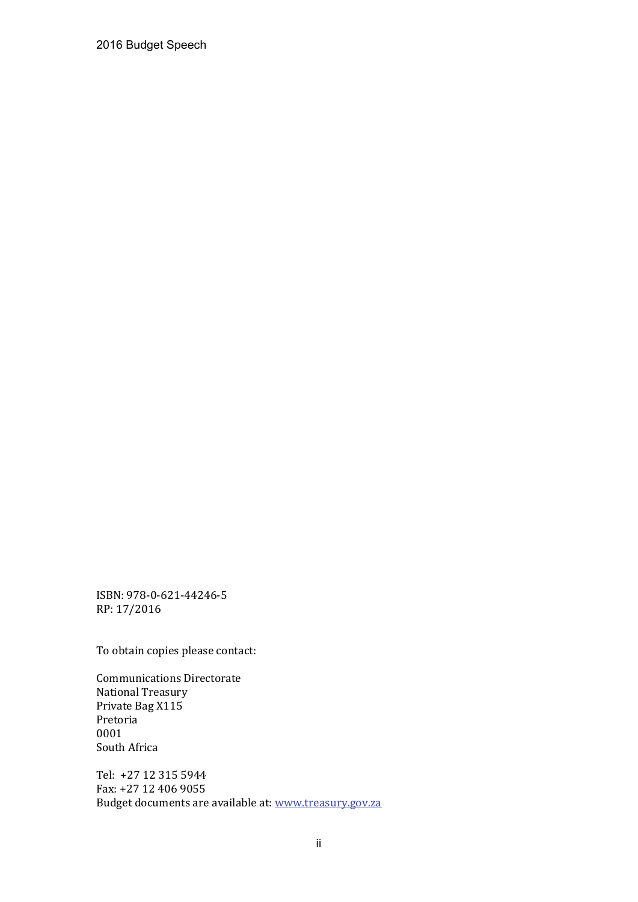ISBN: 978-0-621-44246-5
RP: 17/2016

To obtain copies please contact:

Communications Directorate
National Treasury
Private Bag X115
Pretoria
0001
South Africa

Tel: +27 12 315 5944
Fax: +27 12 406 9055
Budget documents are available at: www.treasury.gov.za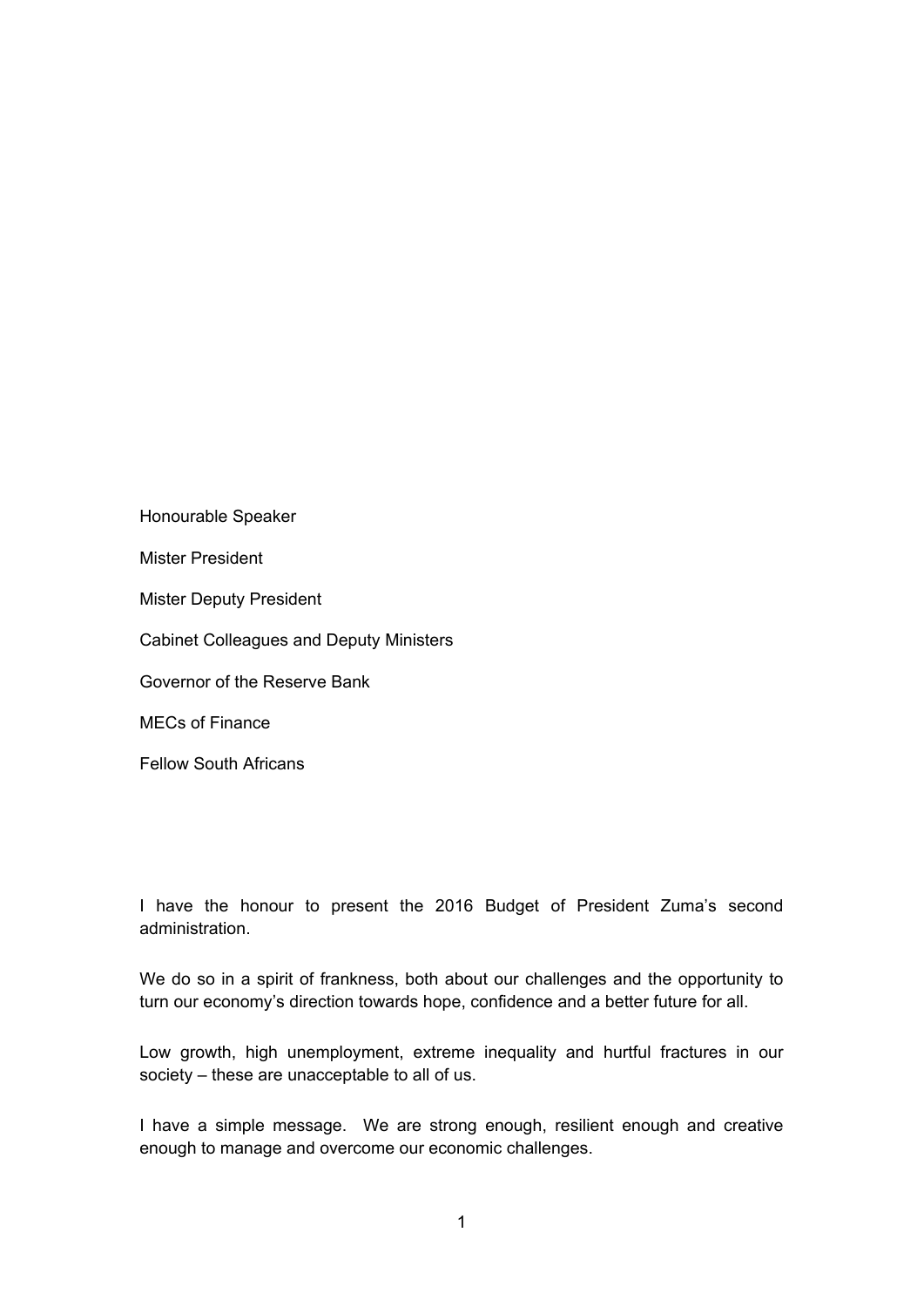Honourable Speaker

Mister President

Mister Deputy President

Cabinet Colleagues and Deputy Ministers

Governor of the Reserve Bank

MECs of Finance

Fellow South Africans

I have the honour to present the 2016 Budget of President Zuma's second administration.

We do so in a spirit of frankness, both about our challenges and the opportunity to turn our economy's direction towards hope, confidence and a better future for all.

Low growth, high unemployment, extreme inequality and hurtful fractures in our society – these are unacceptable to all of us.

I have a simple message. We are strong enough, resilient enough and creative enough to manage and overcome our economic challenges.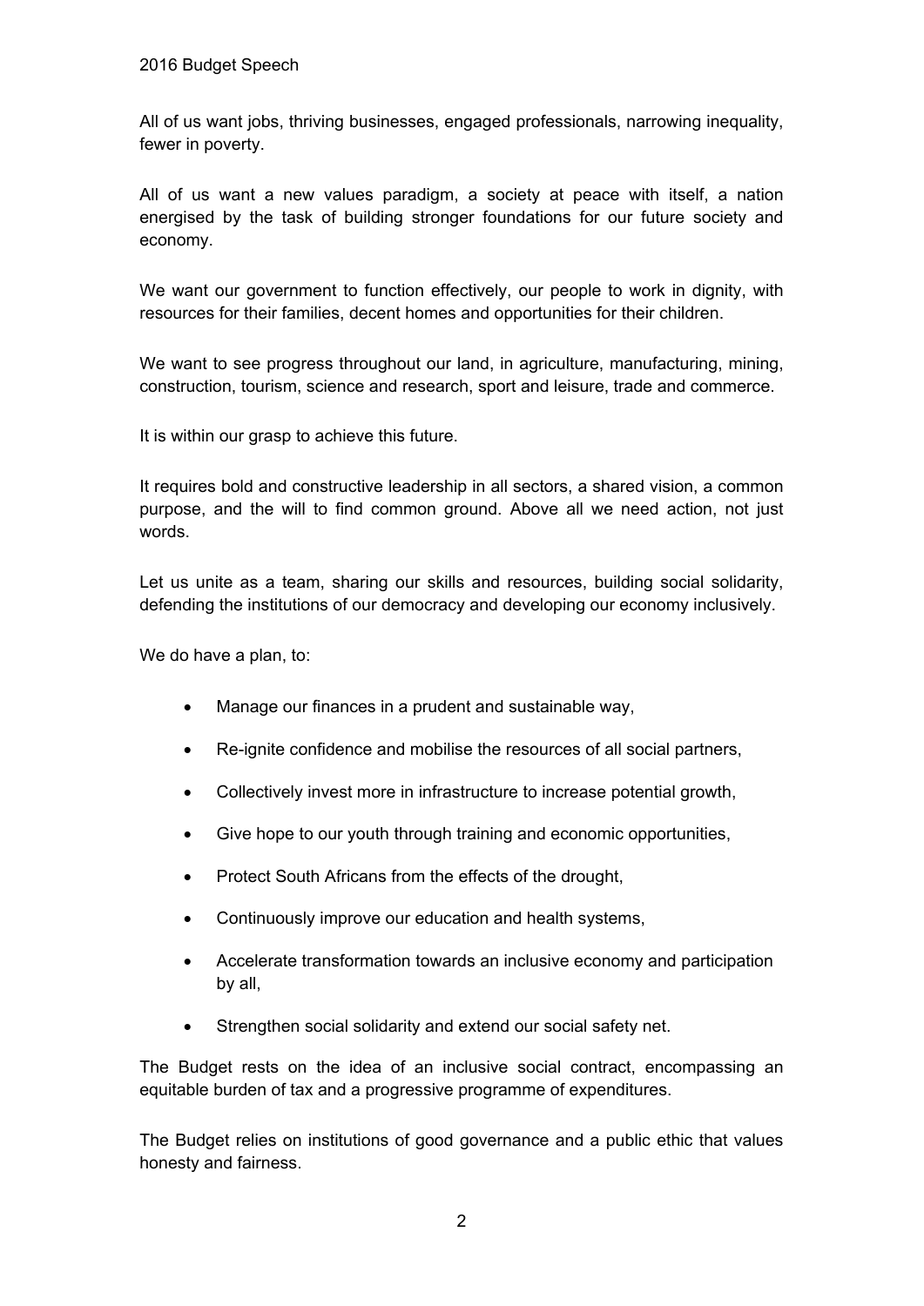All of us want jobs, thriving businesses, engaged professionals, narrowing inequality, fewer in poverty.

All of us want a new values paradigm, a society at peace with itself, a nation energised by the task of building stronger foundations for our future society and economy.

We want our government to function effectively, our people to work in dignity, with resources for their families, decent homes and opportunities for their children.

We want to see progress throughout our land, in agriculture, manufacturing, mining, construction, tourism, science and research, sport and leisure, trade and commerce.

It is within our grasp to achieve this future.

It requires bold and constructive leadership in all sectors, a shared vision, a common purpose, and the will to find common ground. Above all we need action, not just words.

Let us unite as a team, sharing our skills and resources, building social solidarity, defending the institutions of our democracy and developing our economy inclusively.

We do have a plan, to:

- Manage our finances in a prudent and sustainable way,
- Re-ignite confidence and mobilise the resources of all social partners,
- Collectively invest more in infrastructure to increase potential growth,
- Give hope to our youth through training and economic opportunities,
- Protect South Africans from the effects of the drought,
- Continuously improve our education and health systems,
- Accelerate transformation towards an inclusive economy and participation by all,
- Strengthen social solidarity and extend our social safety net.

The Budget rests on the idea of an inclusive social contract, encompassing an equitable burden of tax and a progressive programme of expenditures.

The Budget relies on institutions of good governance and a public ethic that values honesty and fairness.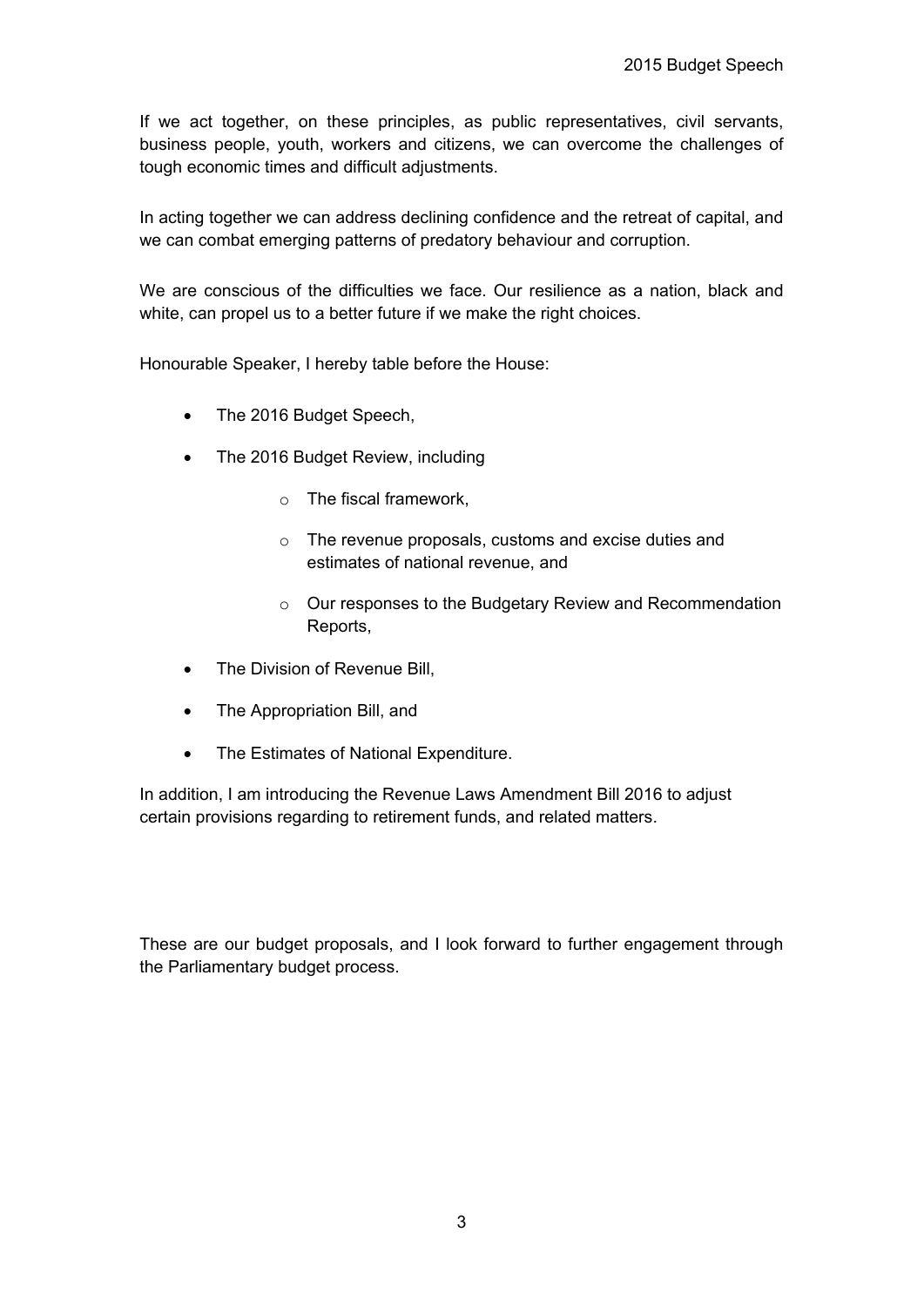If we act together, on these principles, as public representatives, civil servants, business people, youth, workers and citizens, we can overcome the challenges of tough economic times and difficult adjustments.

In acting together we can address declining confidence and the retreat of capital, and we can combat emerging patterns of predatory behaviour and corruption.

We are conscious of the difficulties we face. Our resilience as a nation, black and white, can propel us to a better future if we make the right choices.

Honourable Speaker, I hereby table before the House:

- The 2016 Budget Speech,
- The 2016 Budget Review, including
  - The fiscal framework,
  - The revenue proposals, customs and excise duties and estimates of national revenue, and
  - Our responses to the Budgetary Review and Recommendation Reports,
- The Division of Revenue Bill,
- The Appropriation Bill, and
- The Estimates of National Expenditure.

In addition, I am introducing the Revenue Laws Amendment Bill 2016 to adjust certain provisions regarding to retirement funds, and related matters.

These are our budget proposals, and I look forward to further engagement through the Parliamentary budget process.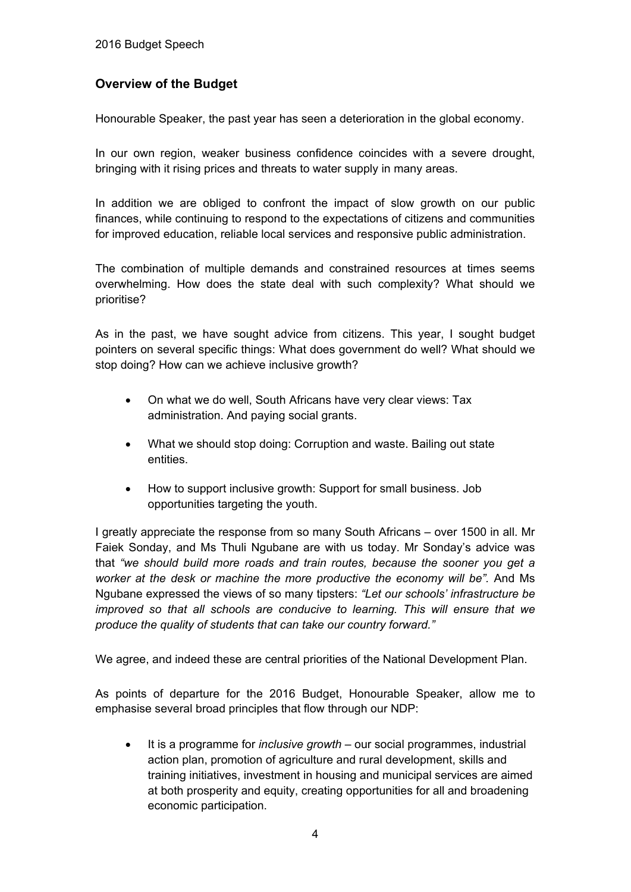## Overview of the Budget

Honourable Speaker, the past year has seen a deterioration in the global economy.

In our own region, weaker business confidence coincides with a severe drought, bringing with it rising prices and threats to water supply in many areas.

In addition we are obliged to confront the impact of slow growth on our public finances, while continuing to respond to the expectations of citizens and communities for improved education, reliable local services and responsive public administration.

The combination of multiple demands and constrained resources at times seems overwhelming. How does the state deal with such complexity? What should we prioritise?

As in the past, we have sought advice from citizens. This year, I sought budget pointers on several specific things: What does government do well? What should we stop doing? How can we achieve inclusive growth?

- On what we do well, South Africans have very clear views: Tax administration. And paying social grants.
- What we should stop doing: Corruption and waste. Bailing out state entities.
- How to support inclusive growth: Support for small business. Job opportunities targeting the youth.

I greatly appreciate the response from so many South Africans – over 1500 in all. Mr Faiek Sonday, and Ms Thuli Ngubane are with us today. Mr Sonday's advice was that *"we should build more roads and train routes, because the sooner you get a worker at the desk or machine the more productive the economy will be"*. And Ms Ngubane expressed the views of so many tipsters: *"Let our schools' infrastructure be improved so that all schools are conducive to learning. This will ensure that we produce the quality of students that can take our country forward."*

We agree, and indeed these are central priorities of the National Development Plan.

As points of departure for the 2016 Budget, Honourable Speaker, allow me to emphasise several broad principles that flow through our NDP:

- It is a programme for *inclusive growth* – our social programmes, industrial action plan, promotion of agriculture and rural development, skills and training initiatives, investment in housing and municipal services are aimed at both prosperity and equity, creating opportunities for all and broadening economic participation.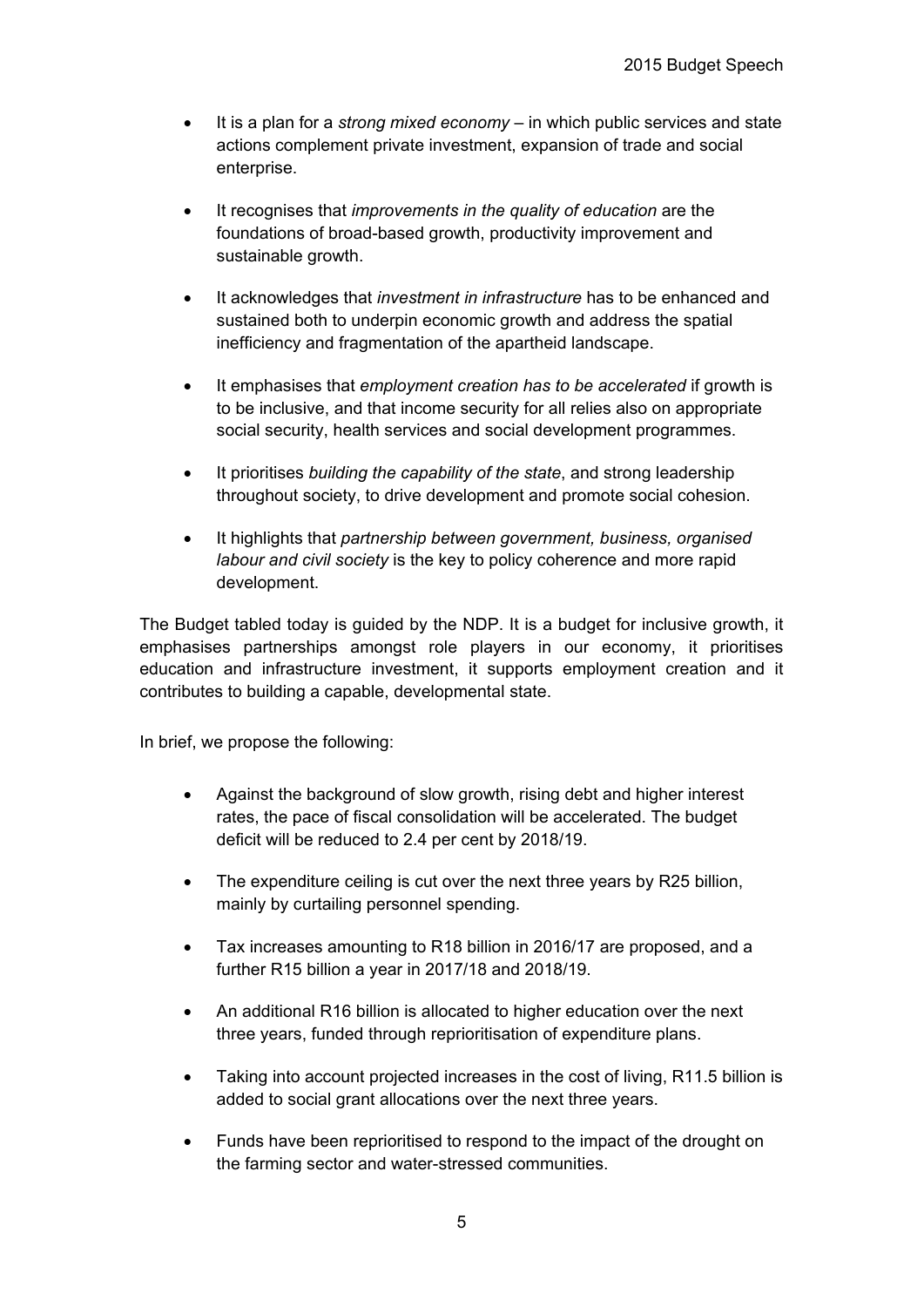- It is a plan for a *strong mixed economy* – in which public services and state actions complement private investment, expansion of trade and social enterprise.
- It recognises that *improvements in the quality of education* are the foundations of broad-based growth, productivity improvement and sustainable growth.
- It acknowledges that *investment in infrastructure* has to be enhanced and sustained both to underpin economic growth and address the spatial inefficiency and fragmentation of the apartheid landscape.
- It emphasises that *employment creation has to be accelerated* if growth is to be inclusive, and that income security for all relies also on appropriate social security, health services and social development programmes.
- It prioritises *building the capability of the state*, and strong leadership throughout society, to drive development and promote social cohesion.
- It highlights that *partnership between government, business, organised labour and civil society* is the key to policy coherence and more rapid development.

The Budget tabled today is guided by the NDP. It is a budget for inclusive growth, it emphasises partnerships amongst role players in our economy, it prioritises education and infrastructure investment, it supports employment creation and it contributes to building a capable, developmental state.

In brief, we propose the following:

- Against the background of slow growth, rising debt and higher interest rates, the pace of fiscal consolidation will be accelerated. The budget deficit will be reduced to 2.4 per cent by 2018/19.
- The expenditure ceiling is cut over the next three years by R25 billion, mainly by curtailing personnel spending.
- Tax increases amounting to R18 billion in 2016/17 are proposed, and a further R15 billion a year in 2017/18 and 2018/19.
- An additional R16 billion is allocated to higher education over the next three years, funded through reprioritisation of expenditure plans.
- Taking into account projected increases in the cost of living, R11.5 billion is added to social grant allocations over the next three years.
- Funds have been reprioritised to respond to the impact of the drought on the farming sector and water-stressed communities.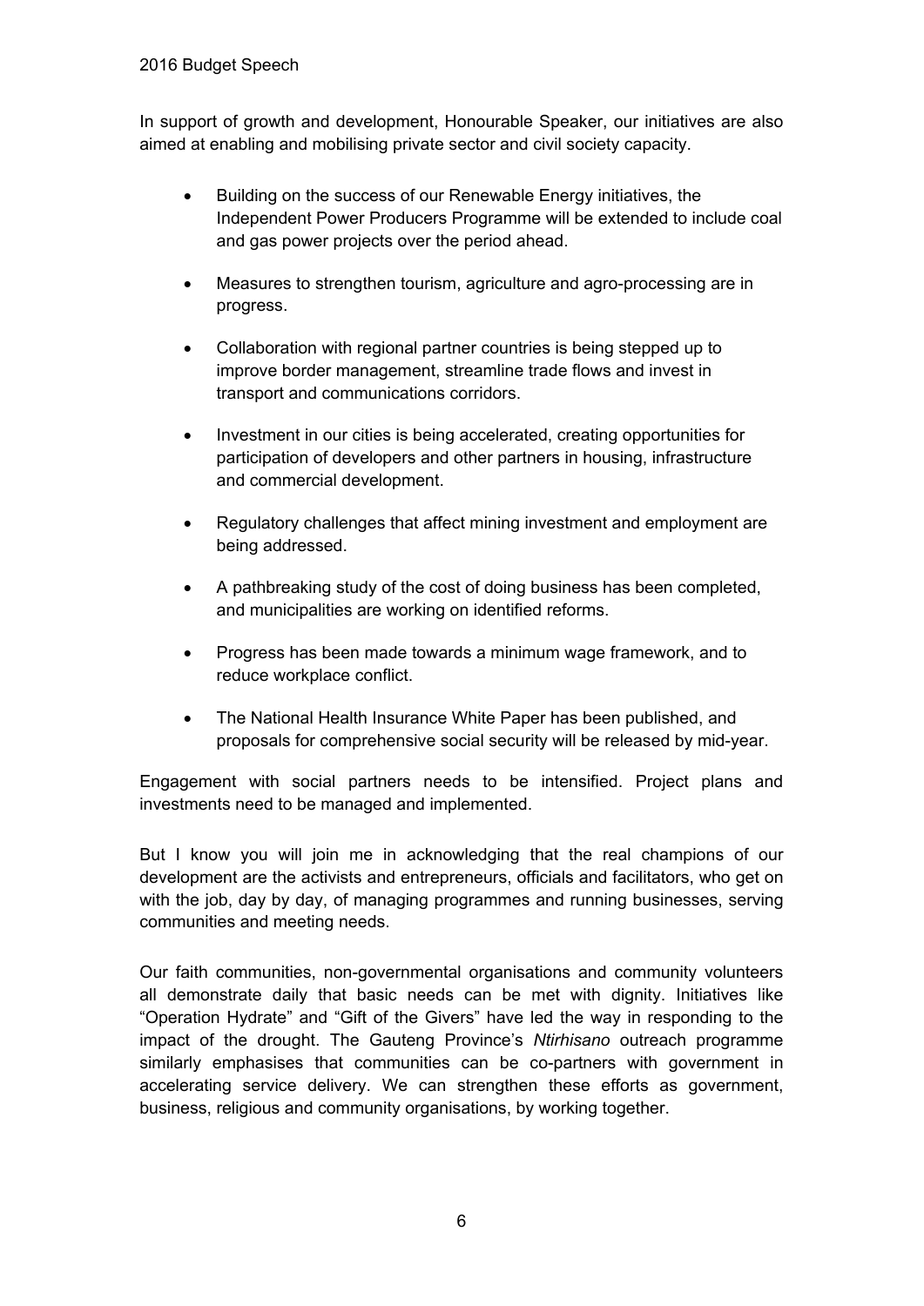In support of growth and development, Honourable Speaker, our initiatives are also aimed at enabling and mobilising private sector and civil society capacity.

- Building on the success of our Renewable Energy initiatives, the Independent Power Producers Programme will be extended to include coal and gas power projects over the period ahead.
- Measures to strengthen tourism, agriculture and agro-processing are in progress.
- Collaboration with regional partner countries is being stepped up to improve border management, streamline trade flows and invest in transport and communications corridors.
- Investment in our cities is being accelerated, creating opportunities for participation of developers and other partners in housing, infrastructure and commercial development.
- Regulatory challenges that affect mining investment and employment are being addressed.
- A pathbreaking study of the cost of doing business has been completed, and municipalities are working on identified reforms.
- Progress has been made towards a minimum wage framework, and to reduce workplace conflict.
- The National Health Insurance White Paper has been published, and proposals for comprehensive social security will be released by mid-year.

Engagement with social partners needs to be intensified. Project plans and investments need to be managed and implemented.

But I know you will join me in acknowledging that the real champions of our development are the activists and entrepreneurs, officials and facilitators, who get on with the job, day by day, of managing programmes and running businesses, serving communities and meeting needs.

Our faith communities, non-governmental organisations and community volunteers all demonstrate daily that basic needs can be met with dignity. Initiatives like "Operation Hydrate" and "Gift of the Givers" have led the way in responding to the impact of the drought. The Gauteng Province's *Ntirhisano* outreach programme similarly emphasises that communities can be co-partners with government in accelerating service delivery. We can strengthen these efforts as government, business, religious and community organisations, by working together.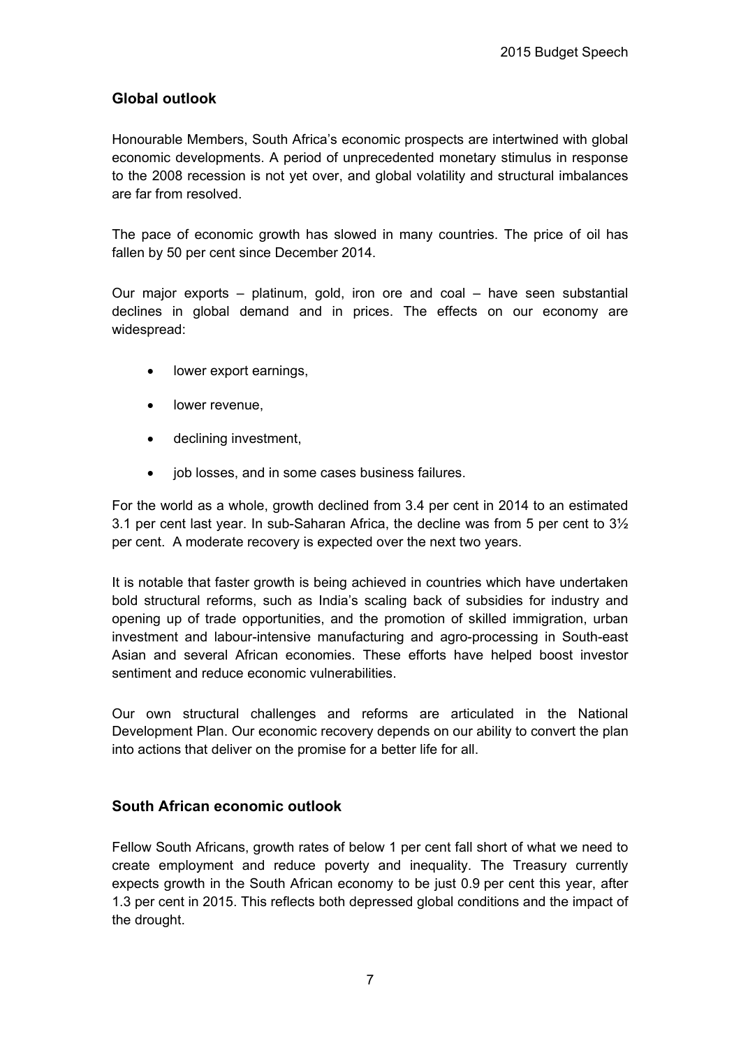## Global outlook

Honourable Members, South Africa's economic prospects are intertwined with global economic developments. A period of unprecedented monetary stimulus in response to the 2008 recession is not yet over, and global volatility and structural imbalances are far from resolved.

The pace of economic growth has slowed in many countries. The price of oil has fallen by 50 per cent since December 2014.

Our major exports – platinum, gold, iron ore and coal – have seen substantial declines in global demand and in prices. The effects on our economy are widespread:

- lower export earnings,
- lower revenue,
- declining investment,
- job losses, and in some cases business failures.

For the world as a whole, growth declined from 3.4 per cent in 2014 to an estimated 3.1 per cent last year. In sub-Saharan Africa, the decline was from 5 per cent to 3½ per cent. A moderate recovery is expected over the next two years.

It is notable that faster growth is being achieved in countries which have undertaken bold structural reforms, such as India's scaling back of subsidies for industry and opening up of trade opportunities, and the promotion of skilled immigration, urban investment and labour-intensive manufacturing and agro-processing in South-east Asian and several African economies. These efforts have helped boost investor sentiment and reduce economic vulnerabilities.

Our own structural challenges and reforms are articulated in the National Development Plan. Our economic recovery depends on our ability to convert the plan into actions that deliver on the promise for a better life for all.

## South African economic outlook

Fellow South Africans, growth rates of below 1 per cent fall short of what we need to create employment and reduce poverty and inequality. The Treasury currently expects growth in the South African economy to be just 0.9 per cent this year, after 1.3 per cent in 2015. This reflects both depressed global conditions and the impact of the drought.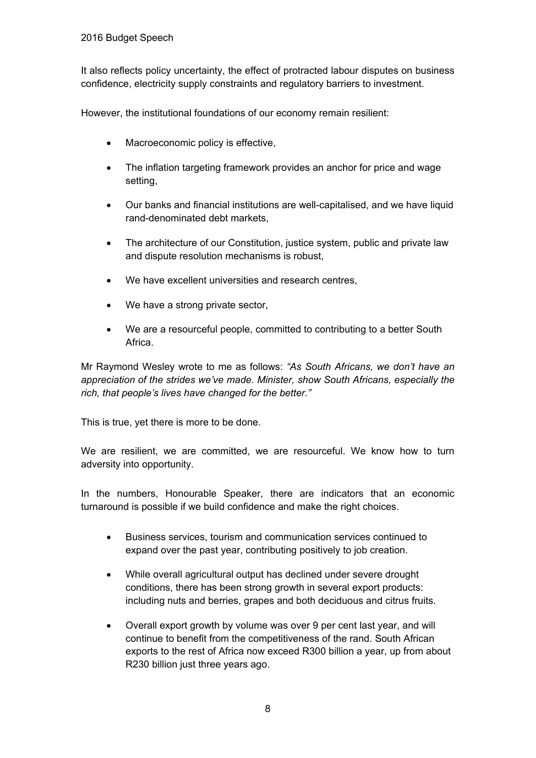It also reflects policy uncertainty, the effect of protracted labour disputes on business confidence, electricity supply constraints and regulatory barriers to investment.

However, the institutional foundations of our economy remain resilient:

- Macroeconomic policy is effective,
- The inflation targeting framework provides an anchor for price and wage setting,
- Our banks and financial institutions are well-capitalised, and we have liquid rand-denominated debt markets,
- The architecture of our Constitution, justice system, public and private law and dispute resolution mechanisms is robust,
- We have excellent universities and research centres,
- We have a strong private sector,
- We are a resourceful people, committed to contributing to a better South Africa.

Mr Raymond Wesley wrote to me as follows: *"As South Africans, we don't have an appreciation of the strides we've made. Minister, show South Africans, especially the rich, that people's lives have changed for the better."*

This is true, yet there is more to be done.

We are resilient, we are committed, we are resourceful. We know how to turn adversity into opportunity.

In the numbers, Honourable Speaker, there are indicators that an economic turnaround is possible if we build confidence and make the right choices.

- Business services, tourism and communication services continued to expand over the past year, contributing positively to job creation.
- While overall agricultural output has declined under severe drought conditions, there has been strong growth in several export products: including nuts and berries, grapes and both deciduous and citrus fruits.
- Overall export growth by volume was over 9 per cent last year, and will continue to benefit from the competitiveness of the rand. South African exports to the rest of Africa now exceed R300 billion a year, up from about R230 billion just three years ago.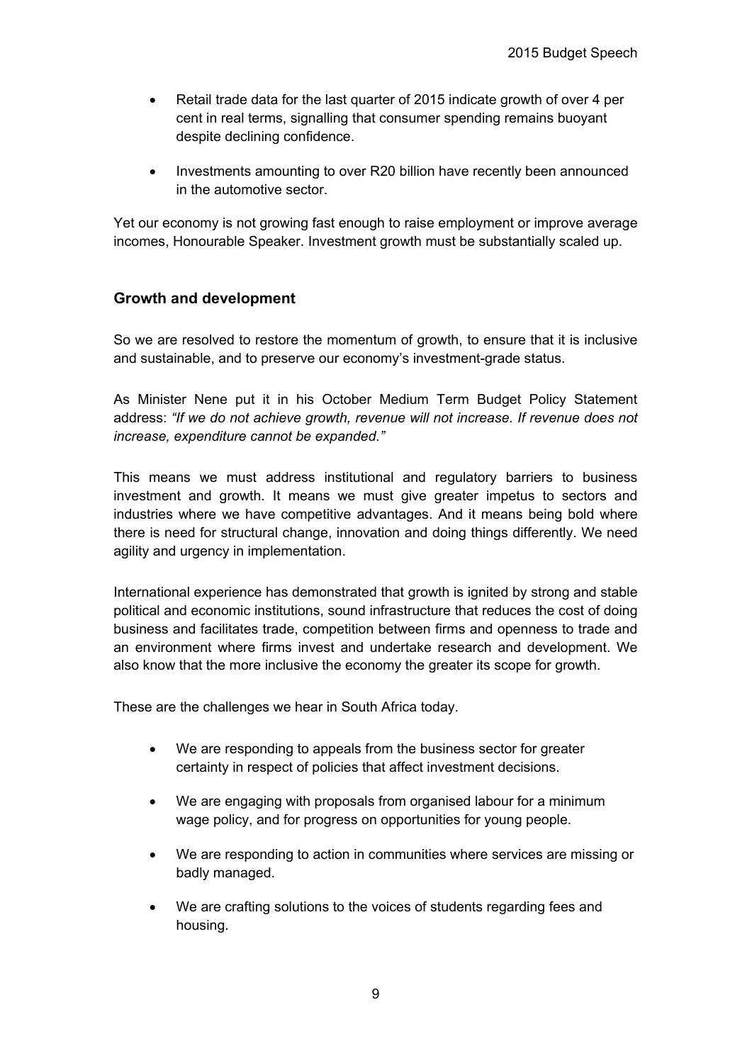- Retail trade data for the last quarter of 2015 indicate growth of over 4 per cent in real terms, signalling that consumer spending remains buoyant despite declining confidence.

- Investments amounting to over R20 billion have recently been announced in the automotive sector.

Yet our economy is not growing fast enough to raise employment or improve average incomes, Honourable Speaker. Investment growth must be substantially scaled up.

## Growth and development

So we are resolved to restore the momentum of growth, to ensure that it is inclusive and sustainable, and to preserve our economy's investment-grade status.

As Minister Nene put it in his October Medium Term Budget Policy Statement address: *"If we do not achieve growth, revenue will not increase. If revenue does not increase, expenditure cannot be expanded."*

This means we must address institutional and regulatory barriers to business investment and growth. It means we must give greater impetus to sectors and industries where we have competitive advantages. And it means being bold where there is need for structural change, innovation and doing things differently. We need agility and urgency in implementation.

International experience has demonstrated that growth is ignited by strong and stable political and economic institutions, sound infrastructure that reduces the cost of doing business and facilitates trade, competition between firms and openness to trade and an environment where firms invest and undertake research and development. We also know that the more inclusive the economy the greater its scope for growth.

These are the challenges we hear in South Africa today.

- We are responding to appeals from the business sector for greater certainty in respect of policies that affect investment decisions.

- We are engaging with proposals from organised labour for a minimum wage policy, and for progress on opportunities for young people.

- We are responding to action in communities where services are missing or badly managed.

- We are crafting solutions to the voices of students regarding fees and housing.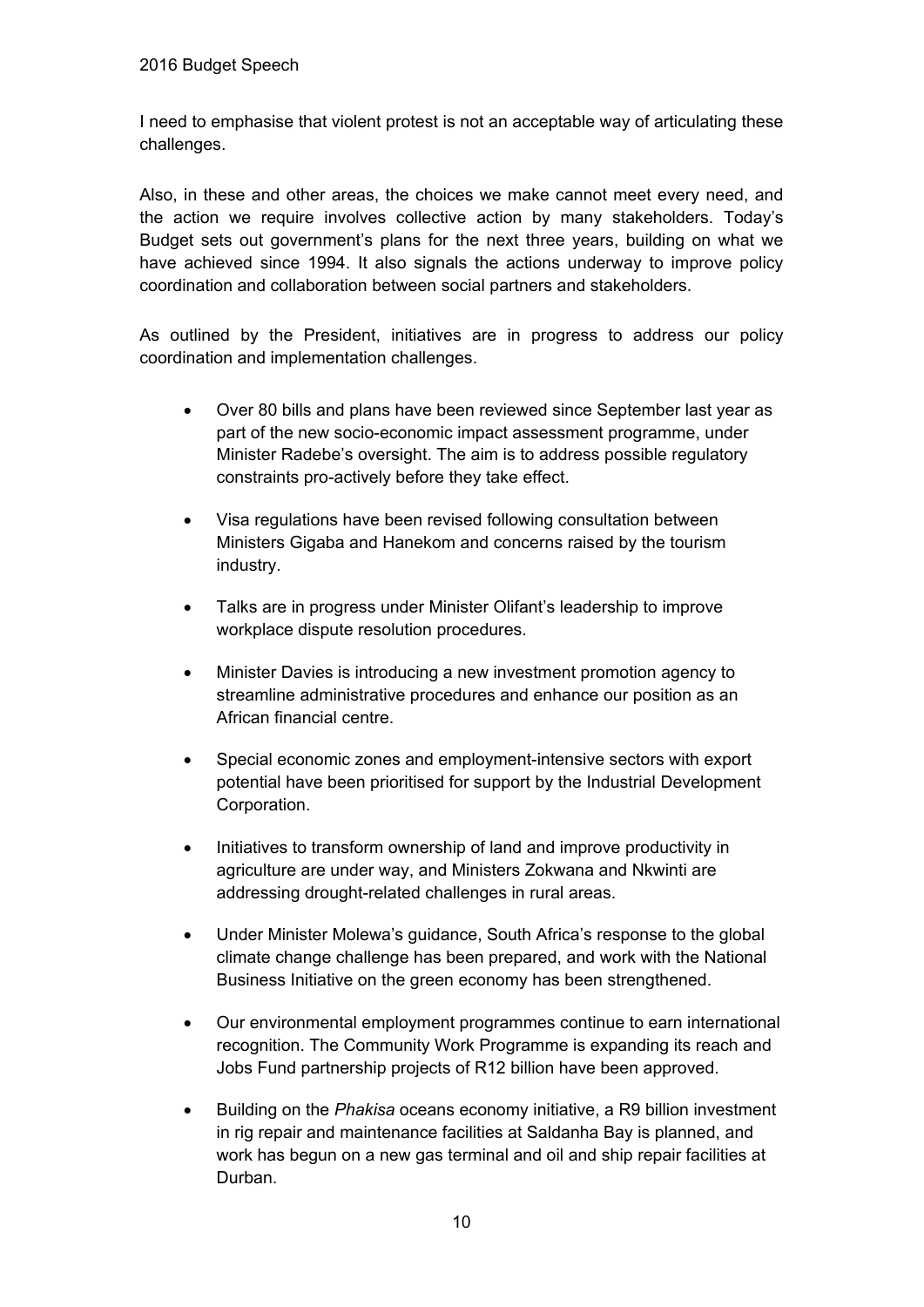I need to emphasise that violent protest is not an acceptable way of articulating these challenges.

Also, in these and other areas, the choices we make cannot meet every need, and the action we require involves collective action by many stakeholders. Today's Budget sets out government's plans for the next three years, building on what we have achieved since 1994. It also signals the actions underway to improve policy coordination and collaboration between social partners and stakeholders.

As outlined by the President, initiatives are in progress to address our policy coordination and implementation challenges.

- Over 80 bills and plans have been reviewed since September last year as part of the new socio-economic impact assessment programme, under Minister Radebe's oversight. The aim is to address possible regulatory constraints pro-actively before they take effect.

- Visa regulations have been revised following consultation between Ministers Gigaba and Hanekom and concerns raised by the tourism industry.

- Talks are in progress under Minister Olifant's leadership to improve workplace dispute resolution procedures.

- Minister Davies is introducing a new investment promotion agency to streamline administrative procedures and enhance our position as an African financial centre.

- Special economic zones and employment-intensive sectors with export potential have been prioritised for support by the Industrial Development Corporation.

- Initiatives to transform ownership of land and improve productivity in agriculture are under way, and Ministers Zokwana and Nkwinti are addressing drought-related challenges in rural areas.

- Under Minister Molewa's guidance, South Africa's response to the global climate change challenge has been prepared, and work with the National Business Initiative on the green economy has been strengthened.

- Our environmental employment programmes continue to earn international recognition. The Community Work Programme is expanding its reach and Jobs Fund partnership projects of R12 billion have been approved.

- Building on the *Phakisa* oceans economy initiative, a R9 billion investment in rig repair and maintenance facilities at Saldanha Bay is planned, and work has begun on a new gas terminal and oil and ship repair facilities at Durban.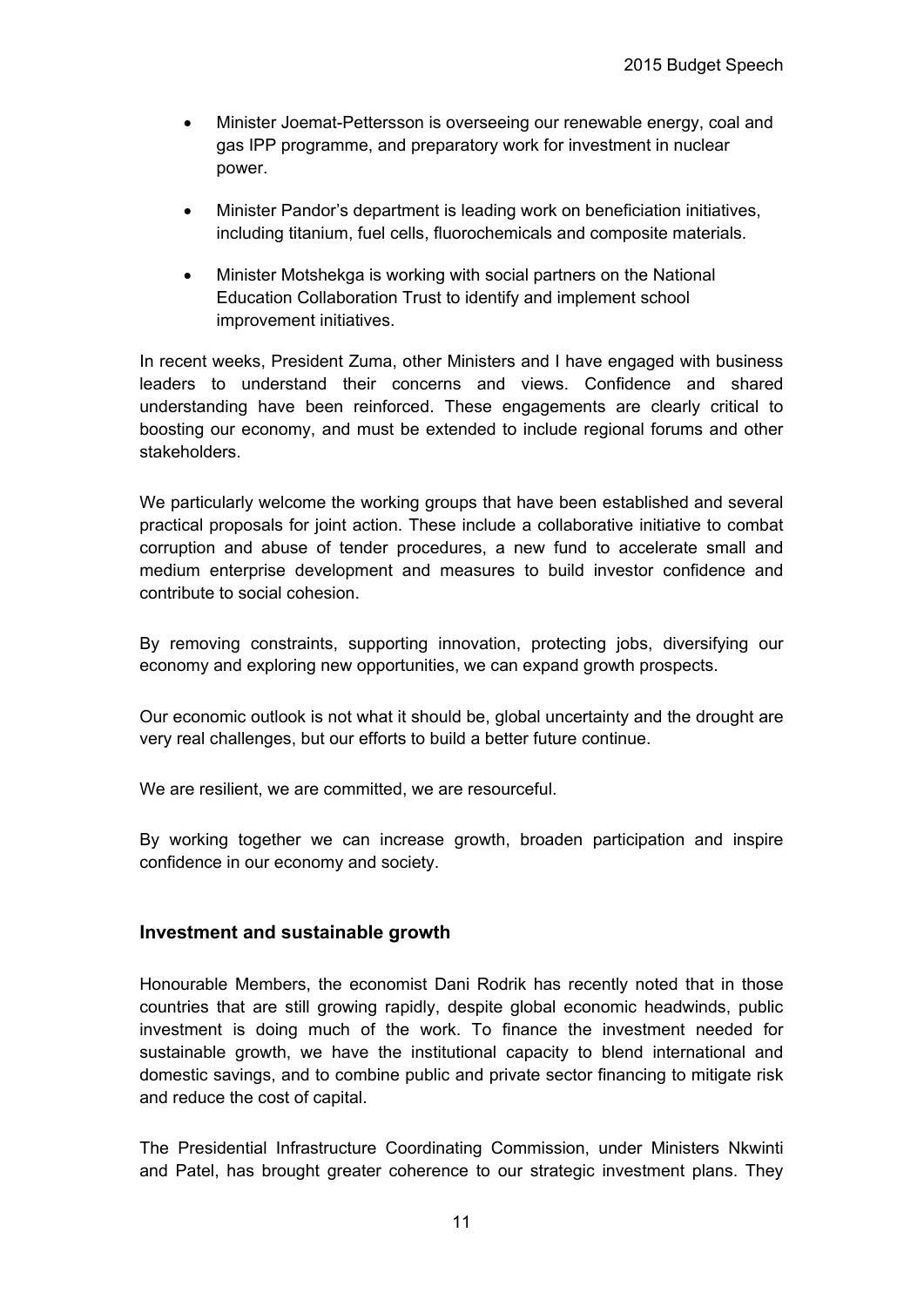- Minister Joemat-Pettersson is overseeing our renewable energy, coal and gas IPP programme, and preparatory work for investment in nuclear power.

- Minister Pandor's department is leading work on beneficiation initiatives, including titanium, fuel cells, fluorochemicals and composite materials.

- Minister Motshekga is working with social partners on the National Education Collaboration Trust to identify and implement school improvement initiatives.

In recent weeks, President Zuma, other Ministers and I have engaged with business leaders to understand their concerns and views. Confidence and shared understanding have been reinforced. These engagements are clearly critical to boosting our economy, and must be extended to include regional forums and other stakeholders.

We particularly welcome the working groups that have been established and several practical proposals for joint action. These include a collaborative initiative to combat corruption and abuse of tender procedures, a new fund to accelerate small and medium enterprise development and measures to build investor confidence and contribute to social cohesion.

By removing constraints, supporting innovation, protecting jobs, diversifying our economy and exploring new opportunities, we can expand growth prospects.

Our economic outlook is not what it should be, global uncertainty and the drought are very real challenges, but our efforts to build a better future continue.

We are resilient, we are committed, we are resourceful.

By working together we can increase growth, broaden participation and inspire confidence in our economy and society.

### Investment and sustainable growth

Honourable Members, the economist Dani Rodrik has recently noted that in those countries that are still growing rapidly, despite global economic headwinds, public investment is doing much of the work. To finance the investment needed for sustainable growth, we have the institutional capacity to blend international and domestic savings, and to combine public and private sector financing to mitigate risk and reduce the cost of capital.

The Presidential Infrastructure Coordinating Commission, under Ministers Nkwinti and Patel, has brought greater coherence to our strategic investment plans. They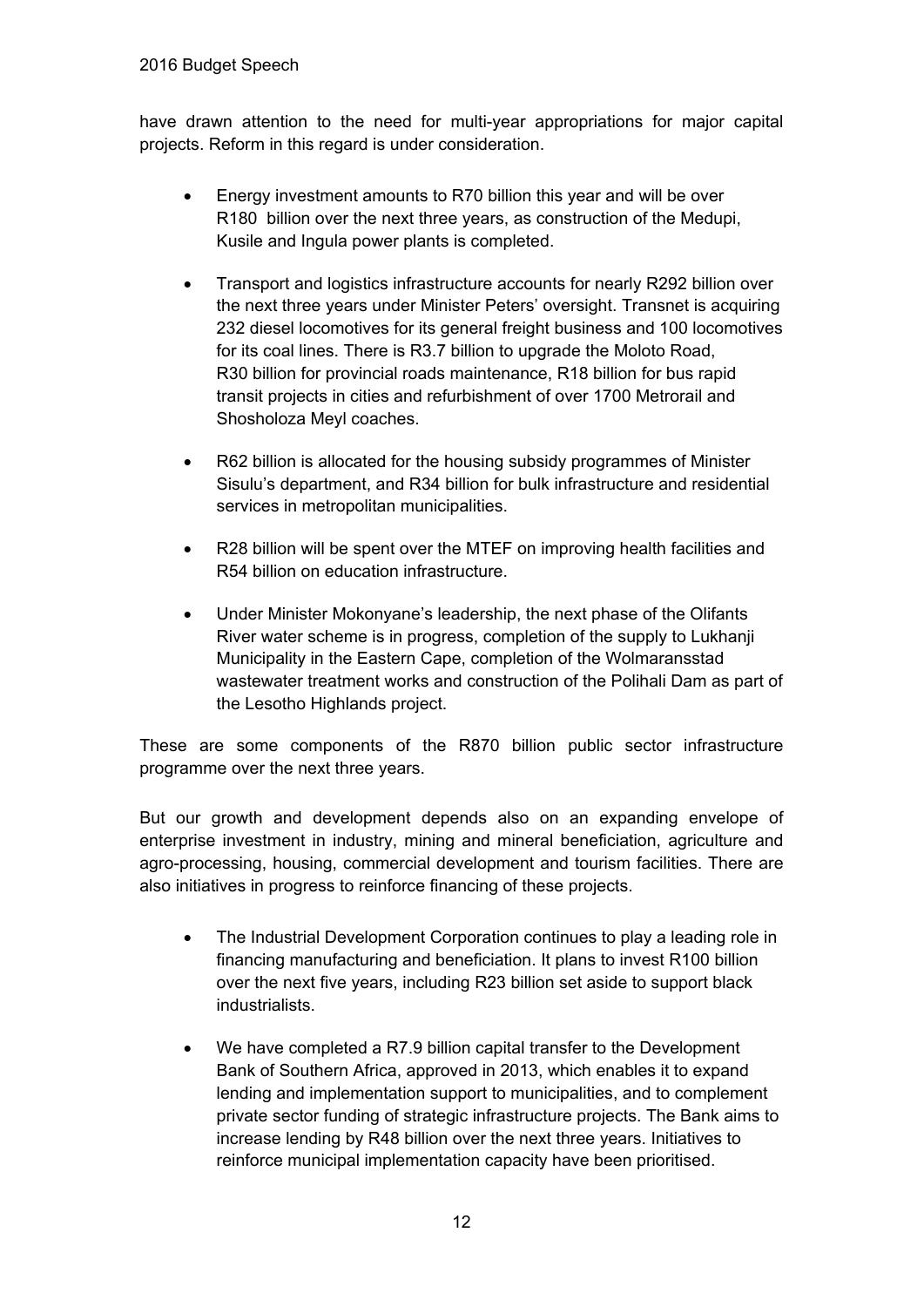have drawn attention to the need for multi-year appropriations for major capital projects. Reform in this regard is under consideration.

- Energy investment amounts to R70 billion this year and will be over R180 billion over the next three years, as construction of the Medupi, Kusile and Ingula power plants is completed.
- Transport and logistics infrastructure accounts for nearly R292 billion over the next three years under Minister Peters' oversight. Transnet is acquiring 232 diesel locomotives for its general freight business and 100 locomotives for its coal lines. There is R3.7 billion to upgrade the Moloto Road, R30 billion for provincial roads maintenance, R18 billion for bus rapid transit projects in cities and refurbishment of over 1700 Metrorail and Shosholoza Meyl coaches.
- R62 billion is allocated for the housing subsidy programmes of Minister Sisulu's department, and R34 billion for bulk infrastructure and residential services in metropolitan municipalities.
- R28 billion will be spent over the MTEF on improving health facilities and R54 billion on education infrastructure.
- Under Minister Mokonyane's leadership, the next phase of the Olifants River water scheme is in progress, completion of the supply to Lukhanji Municipality in the Eastern Cape, completion of the Wolmaransstad wastewater treatment works and construction of the Polihali Dam as part of the Lesotho Highlands project.

These are some components of the R870 billion public sector infrastructure programme over the next three years.

But our growth and development depends also on an expanding envelope of enterprise investment in industry, mining and mineral beneficiation, agriculture and agro-processing, housing, commercial development and tourism facilities. There are also initiatives in progress to reinforce financing of these projects.

- The Industrial Development Corporation continues to play a leading role in financing manufacturing and beneficiation. It plans to invest R100 billion over the next five years, including R23 billion set aside to support black industrialists.
- We have completed a R7.9 billion capital transfer to the Development Bank of Southern Africa, approved in 2013, which enables it to expand lending and implementation support to municipalities, and to complement private sector funding of strategic infrastructure projects. The Bank aims to increase lending by R48 billion over the next three years. Initiatives to reinforce municipal implementation capacity have been prioritised.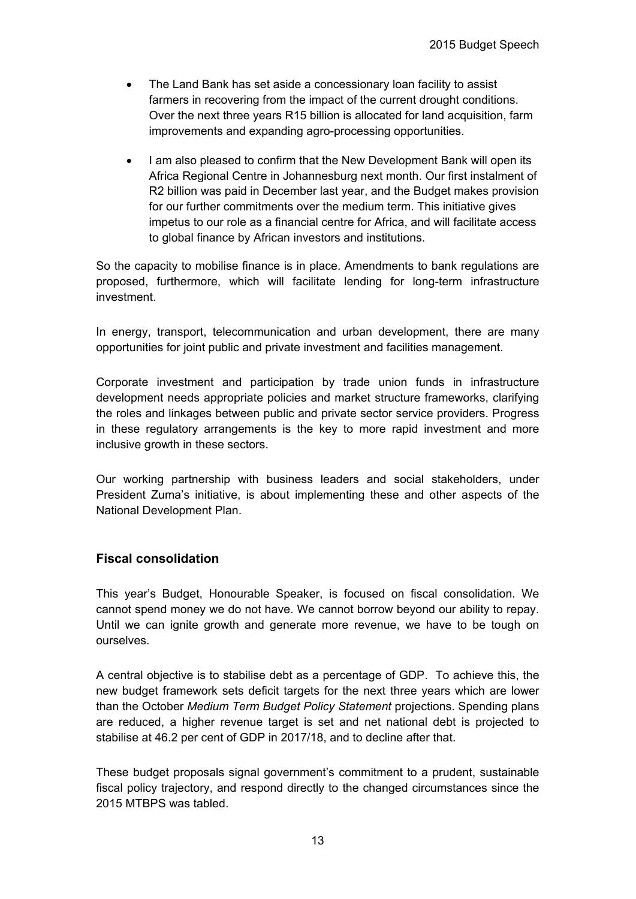- The Land Bank has set aside a concessionary loan facility to assist farmers in recovering from the impact of the current drought conditions. Over the next three years R15 billion is allocated for land acquisition, farm improvements and expanding agro-processing opportunities.

- I am also pleased to confirm that the New Development Bank will open its Africa Regional Centre in Johannesburg next month. Our first instalment of R2 billion was paid in December last year, and the Budget makes provision for our further commitments over the medium term. This initiative gives impetus to our role as a financial centre for Africa, and will facilitate access to global finance by African investors and institutions.

So the capacity to mobilise finance is in place. Amendments to bank regulations are proposed, furthermore, which will facilitate lending for long-term infrastructure investment.

In energy, transport, telecommunication and urban development, there are many opportunities for joint public and private investment and facilities management.

Corporate investment and participation by trade union funds in infrastructure development needs appropriate policies and market structure frameworks, clarifying the roles and linkages between public and private sector service providers. Progress in these regulatory arrangements is the key to more rapid investment and more inclusive growth in these sectors.

Our working partnership with business leaders and social stakeholders, under President Zuma's initiative, is about implementing these and other aspects of the National Development Plan.

## Fiscal consolidation

This year's Budget, Honourable Speaker, is focused on fiscal consolidation. We cannot spend money we do not have. We cannot borrow beyond our ability to repay. Until we can ignite growth and generate more revenue, we have to be tough on ourselves.

A central objective is to stabilise debt as a percentage of GDP. To achieve this, the new budget framework sets deficit targets for the next three years which are lower than the October *Medium Term Budget Policy Statement* projections. Spending plans are reduced, a higher revenue target is set and net national debt is projected to stabilise at 46.2 per cent of GDP in 2017/18, and to decline after that.

These budget proposals signal government's commitment to a prudent, sustainable fiscal policy trajectory, and respond directly to the changed circumstances since the 2015 MTBPS was tabled.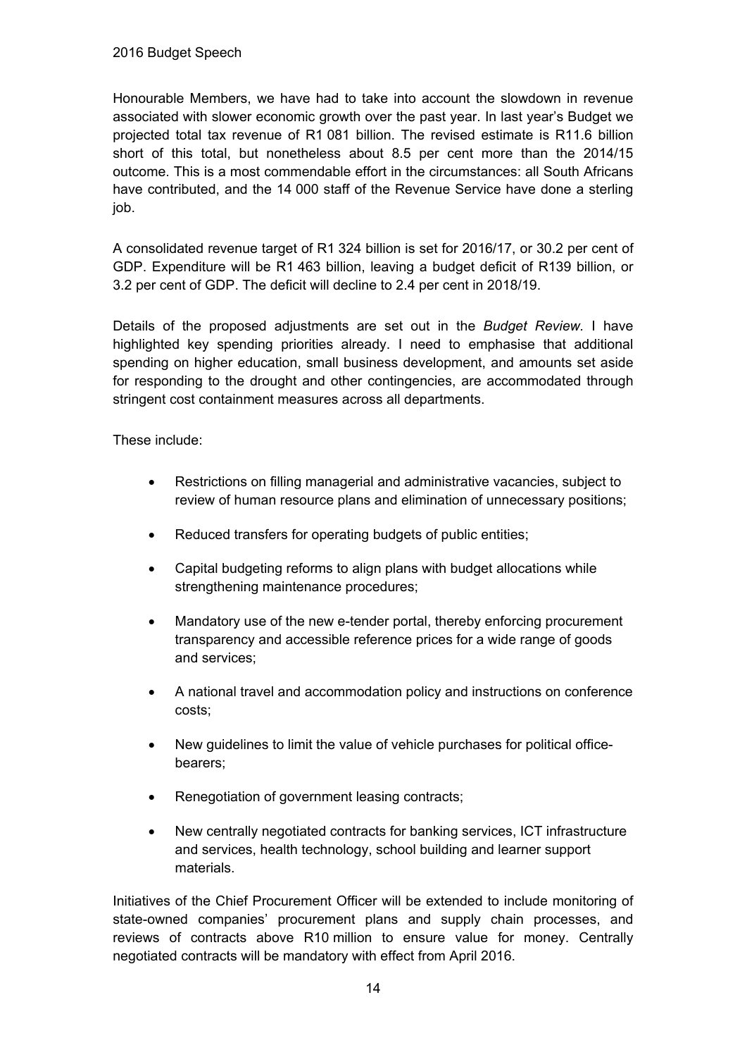Honourable Members, we have had to take into account the slowdown in revenue associated with slower economic growth over the past year. In last year's Budget we projected total tax revenue of R1 081 billion. The revised estimate is R11.6 billion short of this total, but nonetheless about 8.5 per cent more than the 2014/15 outcome. This is a most commendable effort in the circumstances: all South Africans have contributed, and the 14 000 staff of the Revenue Service have done a sterling job.

A consolidated revenue target of R1 324 billion is set for 2016/17, or 30.2 per cent of GDP. Expenditure will be R1 463 billion, leaving a budget deficit of R139 billion, or 3.2 per cent of GDP. The deficit will decline to 2.4 per cent in 2018/19.

Details of the proposed adjustments are set out in the *Budget Review*. I have highlighted key spending priorities already. I need to emphasise that additional spending on higher education, small business development, and amounts set aside for responding to the drought and other contingencies, are accommodated through stringent cost containment measures across all departments.

These include:

- Restrictions on filling managerial and administrative vacancies, subject to review of human resource plans and elimination of unnecessary positions;
- Reduced transfers for operating budgets of public entities;
- Capital budgeting reforms to align plans with budget allocations while strengthening maintenance procedures;
- Mandatory use of the new e-tender portal, thereby enforcing procurement transparency and accessible reference prices for a wide range of goods and services;
- A national travel and accommodation policy and instructions on conference costs;
- New guidelines to limit the value of vehicle purchases for political office-bearers;
- Renegotiation of government leasing contracts;
- New centrally negotiated contracts for banking services, ICT infrastructure and services, health technology, school building and learner support materials.

Initiatives of the Chief Procurement Officer will be extended to include monitoring of state-owned companies' procurement plans and supply chain processes, and reviews of contracts above R10 million to ensure value for money. Centrally negotiated contracts will be mandatory with effect from April 2016.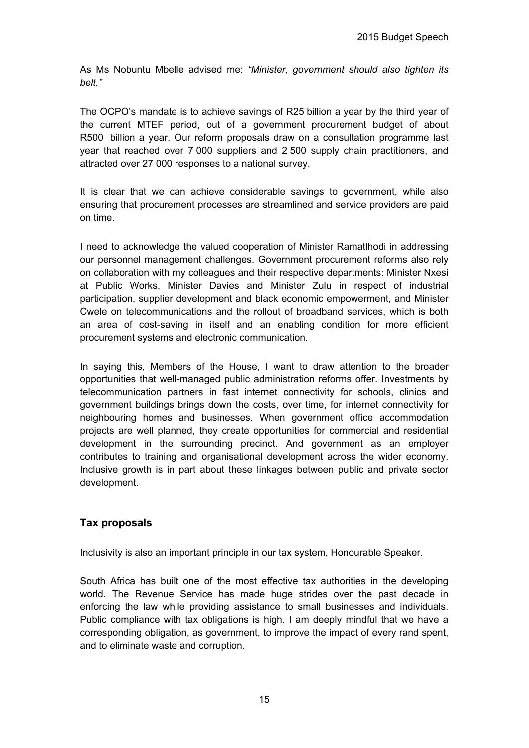As Ms Nobuntu Mbelle advised me: *"Minister, government should also tighten its belt."*

The OCPO's mandate is to achieve savings of R25 billion a year by the third year of the current MTEF period, out of a government procurement budget of about R500 billion a year. Our reform proposals draw on a consultation programme last year that reached over 7 000 suppliers and 2 500 supply chain practitioners, and attracted over 27 000 responses to a national survey.

It is clear that we can achieve considerable savings to government, while also ensuring that procurement processes are streamlined and service providers are paid on time.

I need to acknowledge the valued cooperation of Minister Ramatlhodi in addressing our personnel management challenges. Government procurement reforms also rely on collaboration with my colleagues and their respective departments: Minister Nxesi at Public Works, Minister Davies and Minister Zulu in respect of industrial participation, supplier development and black economic empowerment, and Minister Cwele on telecommunications and the rollout of broadband services, which is both an area of cost-saving in itself and an enabling condition for more efficient procurement systems and electronic communication.

In saying this, Members of the House, I want to draw attention to the broader opportunities that well-managed public administration reforms offer. Investments by telecommunication partners in fast internet connectivity for schools, clinics and government buildings brings down the costs, over time, for internet connectivity for neighbouring homes and businesses. When government office accommodation projects are well planned, they create opportunities for commercial and residential development in the surrounding precinct. And government as an employer contributes to training and organisational development across the wider economy. Inclusive growth is in part about these linkages between public and private sector development.

## Tax proposals

Inclusivity is also an important principle in our tax system, Honourable Speaker.

South Africa has built one of the most effective tax authorities in the developing world. The Revenue Service has made huge strides over the past decade in enforcing the law while providing assistance to small businesses and individuals. Public compliance with tax obligations is high. I am deeply mindful that we have a corresponding obligation, as government, to improve the impact of every rand spent, and to eliminate waste and corruption.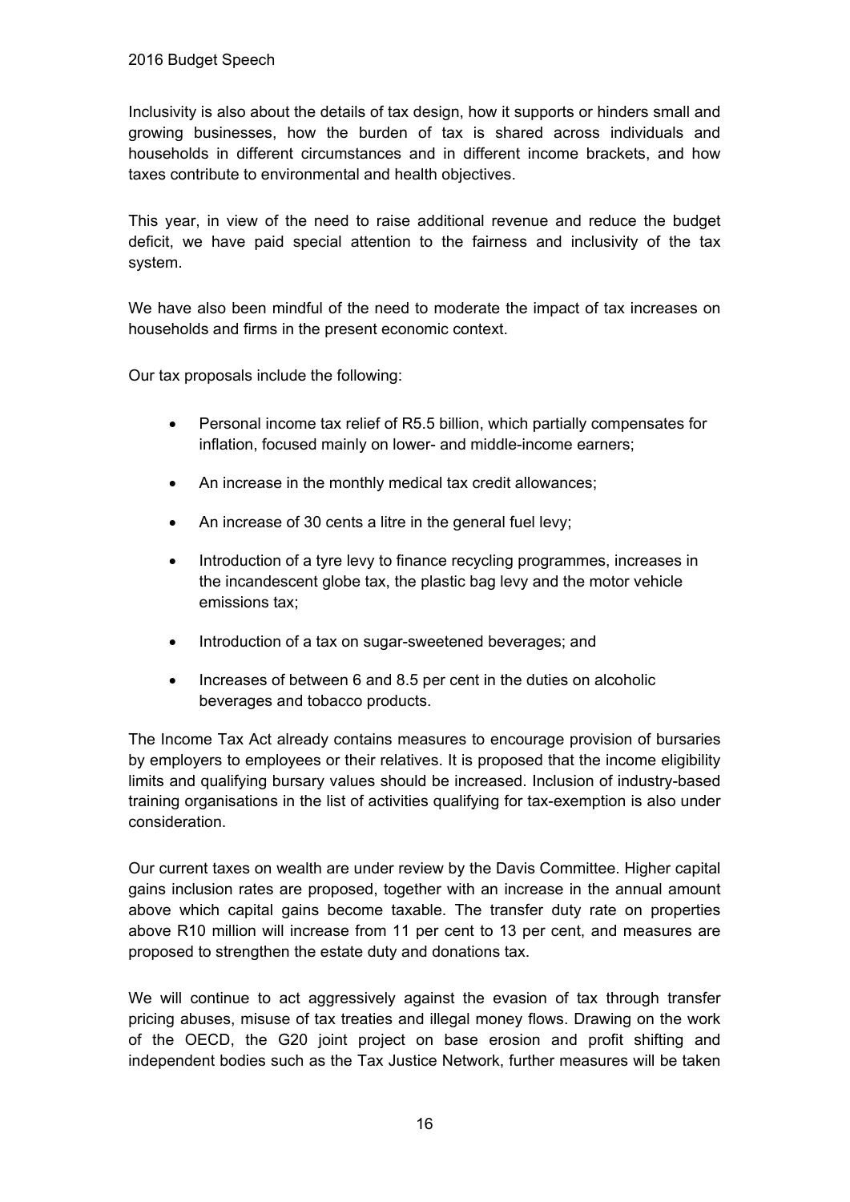Inclusivity is also about the details of tax design, how it supports or hinders small and growing businesses, how the burden of tax is shared across individuals and households in different circumstances and in different income brackets, and how taxes contribute to environmental and health objectives.

This year, in view of the need to raise additional revenue and reduce the budget deficit, we have paid special attention to the fairness and inclusivity of the tax system.

We have also been mindful of the need to moderate the impact of tax increases on households and firms in the present economic context.

Our tax proposals include the following:

- Personal income tax relief of R5.5 billion, which partially compensates for inflation, focused mainly on lower- and middle-income earners;
- An increase in the monthly medical tax credit allowances;
- An increase of 30 cents a litre in the general fuel levy;
- Introduction of a tyre levy to finance recycling programmes, increases in the incandescent globe tax, the plastic bag levy and the motor vehicle emissions tax;
- Introduction of a tax on sugar-sweetened beverages; and
- Increases of between 6 and 8.5 per cent in the duties on alcoholic beverages and tobacco products.

The Income Tax Act already contains measures to encourage provision of bursaries by employers to employees or their relatives. It is proposed that the income eligibility limits and qualifying bursary values should be increased. Inclusion of industry-based training organisations in the list of activities qualifying for tax-exemption is also under consideration.

Our current taxes on wealth are under review by the Davis Committee. Higher capital gains inclusion rates are proposed, together with an increase in the annual amount above which capital gains become taxable. The transfer duty rate on properties above R10 million will increase from 11 per cent to 13 per cent, and measures are proposed to strengthen the estate duty and donations tax.

We will continue to act aggressively against the evasion of tax through transfer pricing abuses, misuse of tax treaties and illegal money flows. Drawing on the work of the OECD, the G20 joint project on base erosion and profit shifting and independent bodies such as the Tax Justice Network, further measures will be taken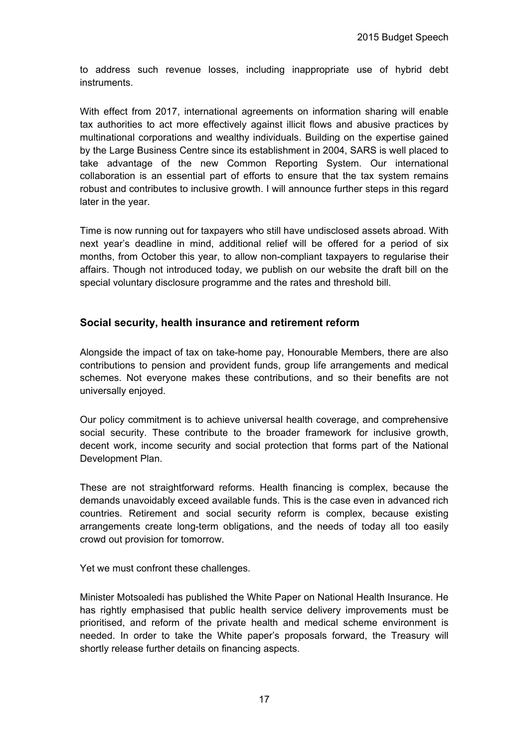to address such revenue losses, including inappropriate use of hybrid debt instruments.

With effect from 2017, international agreements on information sharing will enable tax authorities to act more effectively against illicit flows and abusive practices by multinational corporations and wealthy individuals. Building on the expertise gained by the Large Business Centre since its establishment in 2004, SARS is well placed to take advantage of the new Common Reporting System. Our international collaboration is an essential part of efforts to ensure that the tax system remains robust and contributes to inclusive growth. I will announce further steps in this regard later in the year.

Time is now running out for taxpayers who still have undisclosed assets abroad. With next year's deadline in mind, additional relief will be offered for a period of six months, from October this year, to allow non-compliant taxpayers to regularise their affairs. Though not introduced today, we publish on our website the draft bill on the special voluntary disclosure programme and the rates and threshold bill.

## Social security, health insurance and retirement reform

Alongside the impact of tax on take-home pay, Honourable Members, there are also contributions to pension and provident funds, group life arrangements and medical schemes. Not everyone makes these contributions, and so their benefits are not universally enjoyed.

Our policy commitment is to achieve universal health coverage, and comprehensive social security. These contribute to the broader framework for inclusive growth, decent work, income security and social protection that forms part of the National Development Plan.

These are not straightforward reforms. Health financing is complex, because the demands unavoidably exceed available funds. This is the case even in advanced rich countries. Retirement and social security reform is complex, because existing arrangements create long-term obligations, and the needs of today all too easily crowd out provision for tomorrow.

Yet we must confront these challenges.

Minister Motsoaledi has published the White Paper on National Health Insurance. He has rightly emphasised that public health service delivery improvements must be prioritised, and reform of the private health and medical scheme environment is needed. In order to take the White paper's proposals forward, the Treasury will shortly release further details on financing aspects.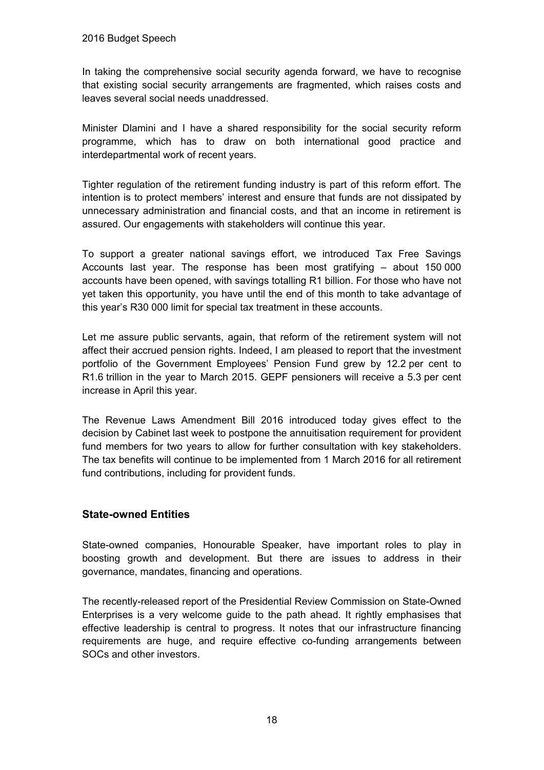In taking the comprehensive social security agenda forward, we have to recognise that existing social security arrangements are fragmented, which raises costs and leaves several social needs unaddressed.

Minister Dlamini and I have a shared responsibility for the social security reform programme, which has to draw on both international good practice and interdepartmental work of recent years.

Tighter regulation of the retirement funding industry is part of this reform effort. The intention is to protect members' interest and ensure that funds are not dissipated by unnecessary administration and financial costs, and that an income in retirement is assured. Our engagements with stakeholders will continue this year.

To support a greater national savings effort, we introduced Tax Free Savings Accounts last year. The response has been most gratifying – about 150 000 accounts have been opened, with savings totalling R1 billion. For those who have not yet taken this opportunity, you have until the end of this month to take advantage of this year's R30 000 limit for special tax treatment in these accounts.

Let me assure public servants, again, that reform of the retirement system will not affect their accrued pension rights. Indeed, I am pleased to report that the investment portfolio of the Government Employees' Pension Fund grew by 12.2 per cent to R1.6 trillion in the year to March 2015. GEPF pensioners will receive a 5.3 per cent increase in April this year.

The Revenue Laws Amendment Bill 2016 introduced today gives effect to the decision by Cabinet last week to postpone the annuitisation requirement for provident fund members for two years to allow for further consultation with key stakeholders. The tax benefits will continue to be implemented from 1 March 2016 for all retirement fund contributions, including for provident funds.

### State-owned Entities

State-owned companies, Honourable Speaker, have important roles to play in boosting growth and development. But there are issues to address in their governance, mandates, financing and operations.

The recently-released report of the Presidential Review Commission on State-Owned Enterprises is a very welcome guide to the path ahead. It rightly emphasises that effective leadership is central to progress. It notes that our infrastructure financing requirements are huge, and require effective co-funding arrangements between SOCs and other investors.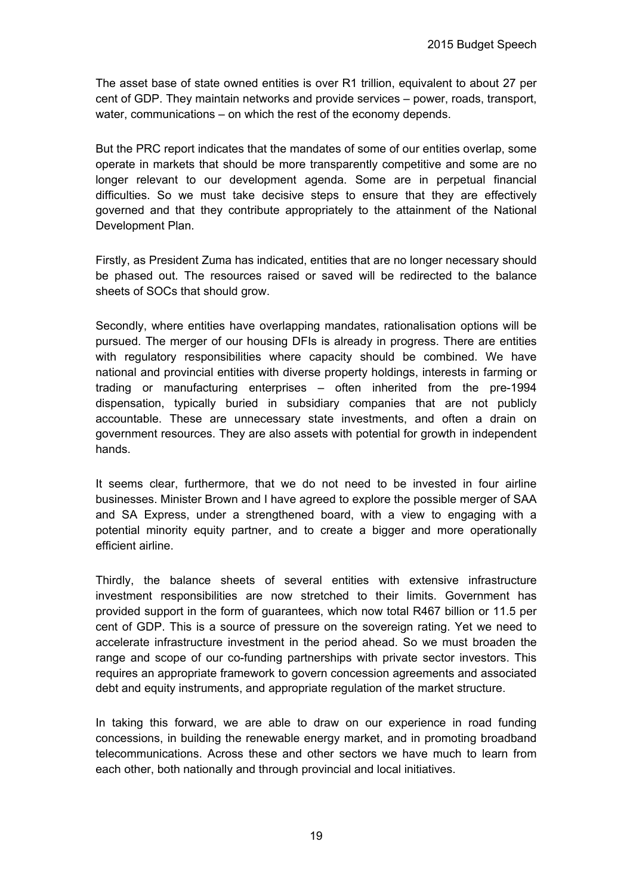The asset base of state owned entities is over R1 trillion, equivalent to about 27 per cent of GDP. They maintain networks and provide services – power, roads, transport, water, communications – on which the rest of the economy depends.

But the PRC report indicates that the mandates of some of our entities overlap, some operate in markets that should be more transparently competitive and some are no longer relevant to our development agenda. Some are in perpetual financial difficulties. So we must take decisive steps to ensure that they are effectively governed and that they contribute appropriately to the attainment of the National Development Plan.

Firstly, as President Zuma has indicated, entities that are no longer necessary should be phased out. The resources raised or saved will be redirected to the balance sheets of SOCs that should grow.

Secondly, where entities have overlapping mandates, rationalisation options will be pursued. The merger of our housing DFIs is already in progress. There are entities with regulatory responsibilities where capacity should be combined. We have national and provincial entities with diverse property holdings, interests in farming or trading or manufacturing enterprises – often inherited from the pre-1994 dispensation, typically buried in subsidiary companies that are not publicly accountable. These are unnecessary state investments, and often a drain on government resources. They are also assets with potential for growth in independent hands.

It seems clear, furthermore, that we do not need to be invested in four airline businesses. Minister Brown and I have agreed to explore the possible merger of SAA and SA Express, under a strengthened board, with a view to engaging with a potential minority equity partner, and to create a bigger and more operationally efficient airline.

Thirdly, the balance sheets of several entities with extensive infrastructure investment responsibilities are now stretched to their limits. Government has provided support in the form of guarantees, which now total R467 billion or 11.5 per cent of GDP. This is a source of pressure on the sovereign rating. Yet we need to accelerate infrastructure investment in the period ahead. So we must broaden the range and scope of our co-funding partnerships with private sector investors. This requires an appropriate framework to govern concession agreements and associated debt and equity instruments, and appropriate regulation of the market structure.

In taking this forward, we are able to draw on our experience in road funding concessions, in building the renewable energy market, and in promoting broadband telecommunications. Across these and other sectors we have much to learn from each other, both nationally and through provincial and local initiatives.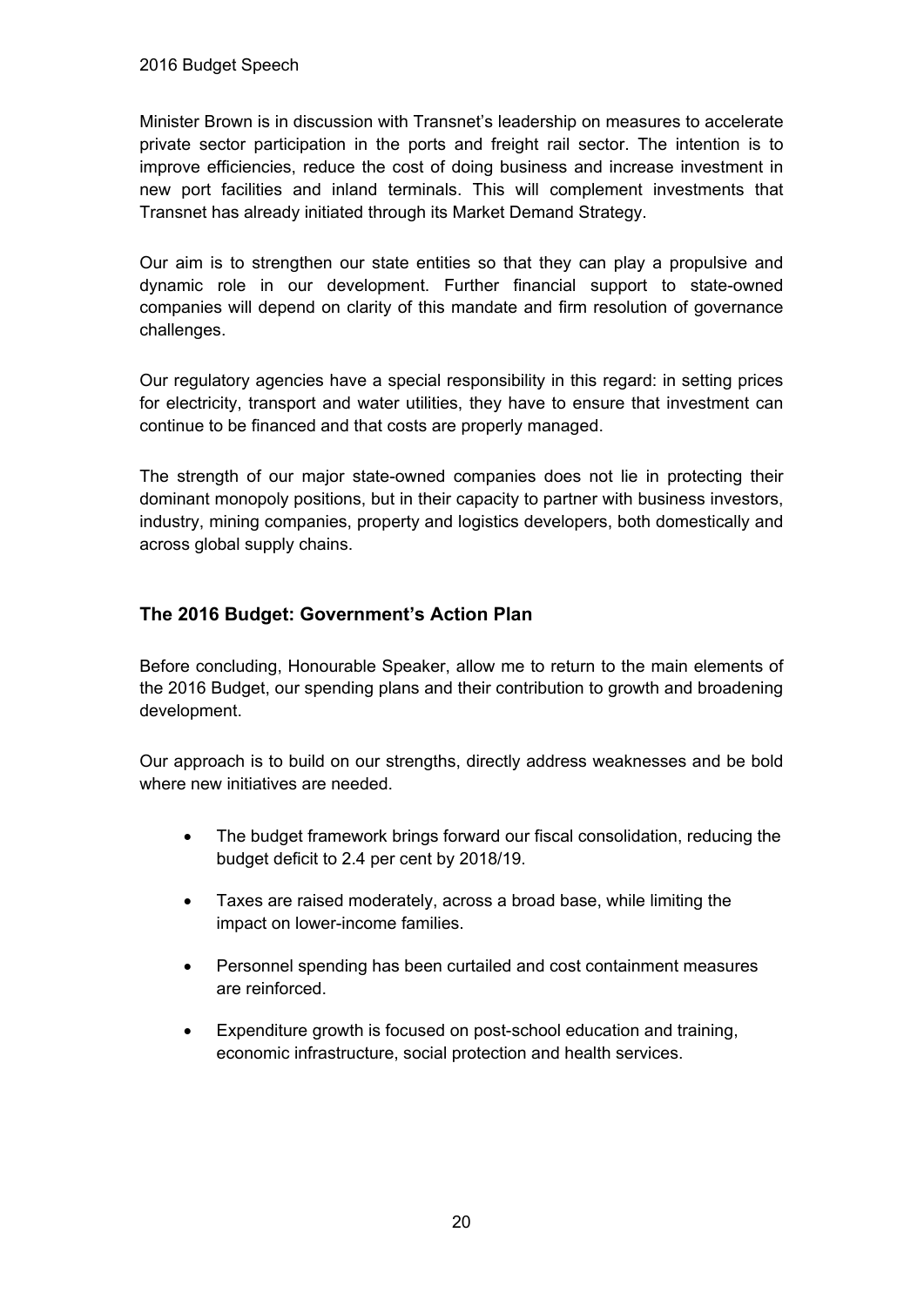Minister Brown is in discussion with Transnet's leadership on measures to accelerate private sector participation in the ports and freight rail sector. The intention is to improve efficiencies, reduce the cost of doing business and increase investment in new port facilities and inland terminals. This will complement investments that Transnet has already initiated through its Market Demand Strategy.

Our aim is to strengthen our state entities so that they can play a propulsive and dynamic role in our development. Further financial support to state-owned companies will depend on clarity of this mandate and firm resolution of governance challenges.

Our regulatory agencies have a special responsibility in this regard: in setting prices for electricity, transport and water utilities, they have to ensure that investment can continue to be financed and that costs are properly managed.

The strength of our major state-owned companies does not lie in protecting their dominant monopoly positions, but in their capacity to partner with business investors, industry, mining companies, property and logistics developers, both domestically and across global supply chains.

## The 2016 Budget: Government's Action Plan

Before concluding, Honourable Speaker, allow me to return to the main elements of the 2016 Budget, our spending plans and their contribution to growth and broadening development.

Our approach is to build on our strengths, directly address weaknesses and be bold where new initiatives are needed.

- The budget framework brings forward our fiscal consolidation, reducing the budget deficit to 2.4 per cent by 2018/19.
- Taxes are raised moderately, across a broad base, while limiting the impact on lower-income families.
- Personnel spending has been curtailed and cost containment measures are reinforced.
- Expenditure growth is focused on post-school education and training, economic infrastructure, social protection and health services.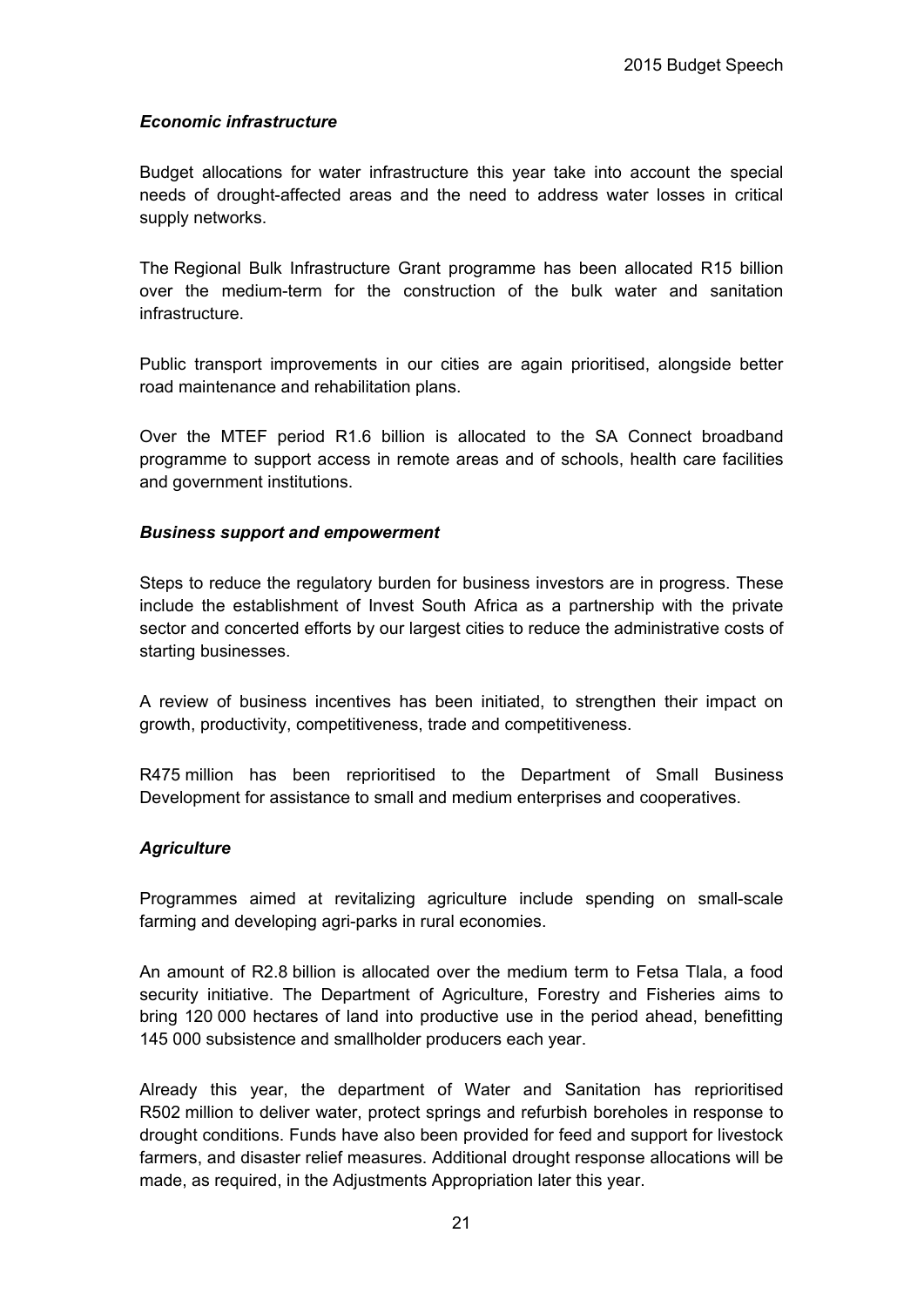### *Economic infrastructure*

Budget allocations for water infrastructure this year take into account the special needs of drought-affected areas and the need to address water losses in critical supply networks.

The Regional Bulk Infrastructure Grant programme has been allocated R15 billion over the medium-term for the construction of the bulk water and sanitation infrastructure.

Public transport improvements in our cities are again prioritised, alongside better road maintenance and rehabilitation plans.

Over the MTEF period R1.6 billion is allocated to the SA Connect broadband programme to support access in remote areas and of schools, health care facilities and government institutions.

### *Business support and empowerment*

Steps to reduce the regulatory burden for business investors are in progress. These include the establishment of Invest South Africa as a partnership with the private sector and concerted efforts by our largest cities to reduce the administrative costs of starting businesses.

A review of business incentives has been initiated, to strengthen their impact on growth, productivity, competitiveness, trade and competitiveness.

R475 million has been reprioritised to the Department of Small Business Development for assistance to small and medium enterprises and cooperatives.

### *Agriculture*

Programmes aimed at revitalizing agriculture include spending on small-scale farming and developing agri-parks in rural economies.

An amount of R2.8 billion is allocated over the medium term to Fetsa Tlala, a food security initiative. The Department of Agriculture, Forestry and Fisheries aims to bring 120 000 hectares of land into productive use in the period ahead, benefitting 145 000 subsistence and smallholder producers each year.

Already this year, the department of Water and Sanitation has reprioritised R502 million to deliver water, protect springs and refurbish boreholes in response to drought conditions. Funds have also been provided for feed and support for livestock farmers, and disaster relief measures. Additional drought response allocations will be made, as required, in the Adjustments Appropriation later this year.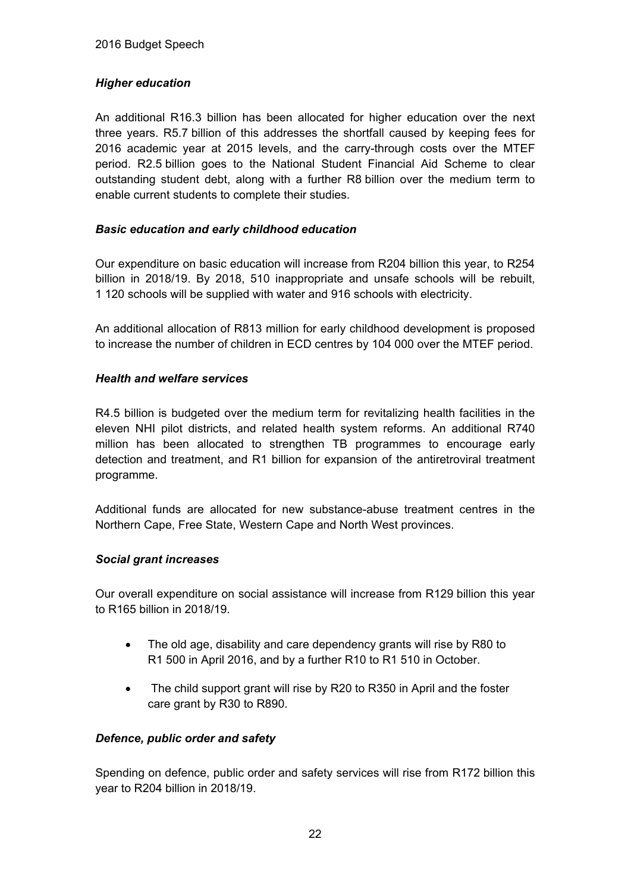### *Higher education*

An additional R16.3 billion has been allocated for higher education over the next three years. R5.7 billion of this addresses the shortfall caused by keeping fees for 2016 academic year at 2015 levels, and the carry-through costs over the MTEF period. R2.5 billion goes to the National Student Financial Aid Scheme to clear outstanding student debt, along with a further R8 billion over the medium term to enable current students to complete their studies.

### *Basic education and early childhood education*

Our expenditure on basic education will increase from R204 billion this year, to R254 billion in 2018/19. By 2018, 510 inappropriate and unsafe schools will be rebuilt, 1 120 schools will be supplied with water and 916 schools with electricity.

An additional allocation of R813 million for early childhood development is proposed to increase the number of children in ECD centres by 104 000 over the MTEF period.

### *Health and welfare services*

R4.5 billion is budgeted over the medium term for revitalizing health facilities in the eleven NHI pilot districts, and related health system reforms. An additional R740 million has been allocated to strengthen TB programmes to encourage early detection and treatment, and R1 billion for expansion of the antiretroviral treatment programme.

Additional funds are allocated for new substance-abuse treatment centres in the Northern Cape, Free State, Western Cape and North West provinces.

### *Social grant increases*

Our overall expenditure on social assistance will increase from R129 billion this year to R165 billion in 2018/19.

- The old age, disability and care dependency grants will rise by R80 to R1 500 in April 2016, and by a further R10 to R1 510 in October.
- The child support grant will rise by R20 to R350 in April and the foster care grant by R30 to R890.

### *Defence, public order and safety*

Spending on defence, public order and safety services will rise from R172 billion this year to R204 billion in 2018/19.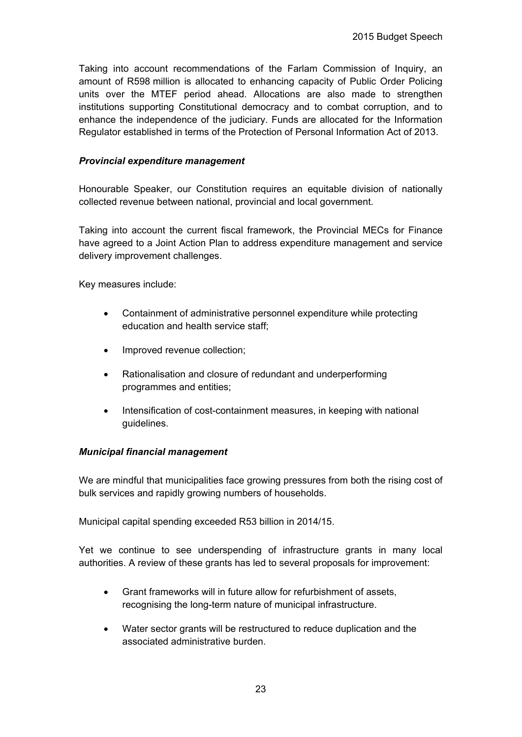Taking into account recommendations of the Farlam Commission of Inquiry, an amount of R598 million is allocated to enhancing capacity of Public Order Policing units over the MTEF period ahead. Allocations are also made to strengthen institutions supporting Constitutional democracy and to combat corruption, and to enhance the independence of the judiciary. Funds are allocated for the Information Regulator established in terms of the Protection of Personal Information Act of 2013.

***Provincial expenditure management***

Honourable Speaker, our Constitution requires an equitable division of nationally collected revenue between national, provincial and local government.

Taking into account the current fiscal framework, the Provincial MECs for Finance have agreed to a Joint Action Plan to address expenditure management and service delivery improvement challenges.

Key measures include:

- Containment of administrative personnel expenditure while protecting education and health service staff;
- Improved revenue collection;
- Rationalisation and closure of redundant and underperforming programmes and entities;
- Intensification of cost-containment measures, in keeping with national guidelines.

***Municipal financial management***

We are mindful that municipalities face growing pressures from both the rising cost of bulk services and rapidly growing numbers of households.

Municipal capital spending exceeded R53 billion in 2014/15.

Yet we continue to see underspending of infrastructure grants in many local authorities. A review of these grants has led to several proposals for improvement:

- Grant frameworks will in future allow for refurbishment of assets, recognising the long-term nature of municipal infrastructure.
- Water sector grants will be restructured to reduce duplication and the associated administrative burden.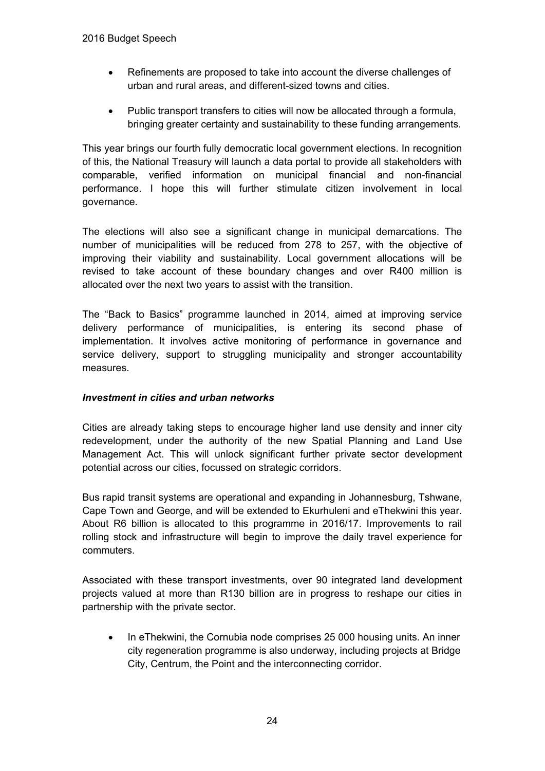- Refinements are proposed to take into account the diverse challenges of urban and rural areas, and different-sized towns and cities.
- Public transport transfers to cities will now be allocated through a formula, bringing greater certainty and sustainability to these funding arrangements.

This year brings our fourth fully democratic local government elections. In recognition of this, the National Treasury will launch a data portal to provide all stakeholders with comparable, verified information on municipal financial and non-financial performance. I hope this will further stimulate citizen involvement in local governance.

The elections will also see a significant change in municipal demarcations. The number of municipalities will be reduced from 278 to 257, with the objective of improving their viability and sustainability. Local government allocations will be revised to take account of these boundary changes and over R400 million is allocated over the next two years to assist with the transition.

The "Back to Basics" programme launched in 2014, aimed at improving service delivery performance of municipalities, is entering its second phase of implementation. It involves active monitoring of performance in governance and service delivery, support to struggling municipality and stronger accountability measures.

***Investment in cities and urban networks***

Cities are already taking steps to encourage higher land use density and inner city redevelopment, under the authority of the new Spatial Planning and Land Use Management Act. This will unlock significant further private sector development potential across our cities, focussed on strategic corridors.

Bus rapid transit systems are operational and expanding in Johannesburg, Tshwane, Cape Town and George, and will be extended to Ekurhuleni and eThekwini this year. About R6 billion is allocated to this programme in 2016/17. Improvements to rail rolling stock and infrastructure will begin to improve the daily travel experience for commuters.

Associated with these transport investments, over 90 integrated land development projects valued at more than R130 billion are in progress to reshape our cities in partnership with the private sector.

- In eThekwini, the Cornubia node comprises 25 000 housing units. An inner city regeneration programme is also underway, including projects at Bridge City, Centrum, the Point and the interconnecting corridor.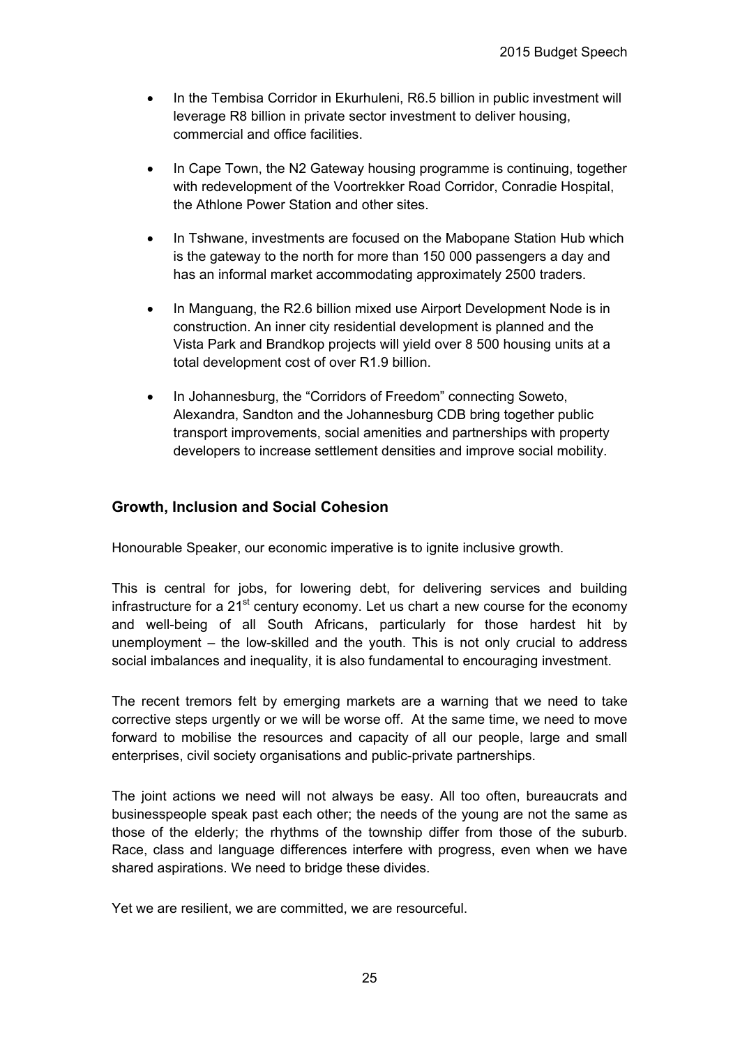- In the Tembisa Corridor in Ekurhuleni, R6.5 billion in public investment will leverage R8 billion in private sector investment to deliver housing, commercial and office facilities.
- In Cape Town, the N2 Gateway housing programme is continuing, together with redevelopment of the Voortrekker Road Corridor, Conradie Hospital, the Athlone Power Station and other sites.
- In Tshwane, investments are focused on the Mabopane Station Hub which is the gateway to the north for more than 150 000 passengers a day and has an informal market accommodating approximately 2500 traders.
- In Manguang, the R2.6 billion mixed use Airport Development Node is in construction. An inner city residential development is planned and the Vista Park and Brandkop projects will yield over 8 500 housing units at a total development cost of over R1.9 billion.
- In Johannesburg, the "Corridors of Freedom" connecting Soweto, Alexandra, Sandton and the Johannesburg CDB bring together public transport improvements, social amenities and partnerships with property developers to increase settlement densities and improve social mobility.

## Growth, Inclusion and Social Cohesion

Honourable Speaker, our economic imperative is to ignite inclusive growth.

This is central for jobs, for lowering debt, for delivering services and building infrastructure for a 21st century economy. Let us chart a new course for the economy and well-being of all South Africans, particularly for those hardest hit by unemployment – the low-skilled and the youth. This is not only crucial to address social imbalances and inequality, it is also fundamental to encouraging investment.

The recent tremors felt by emerging markets are a warning that we need to take corrective steps urgently or we will be worse off. At the same time, we need to move forward to mobilise the resources and capacity of all our people, large and small enterprises, civil society organisations and public-private partnerships.

The joint actions we need will not always be easy. All too often, bureaucrats and businesspeople speak past each other; the needs of the young are not the same as those of the elderly; the rhythms of the township differ from those of the suburb. Race, class and language differences interfere with progress, even when we have shared aspirations. We need to bridge these divides.

Yet we are resilient, we are committed, we are resourceful.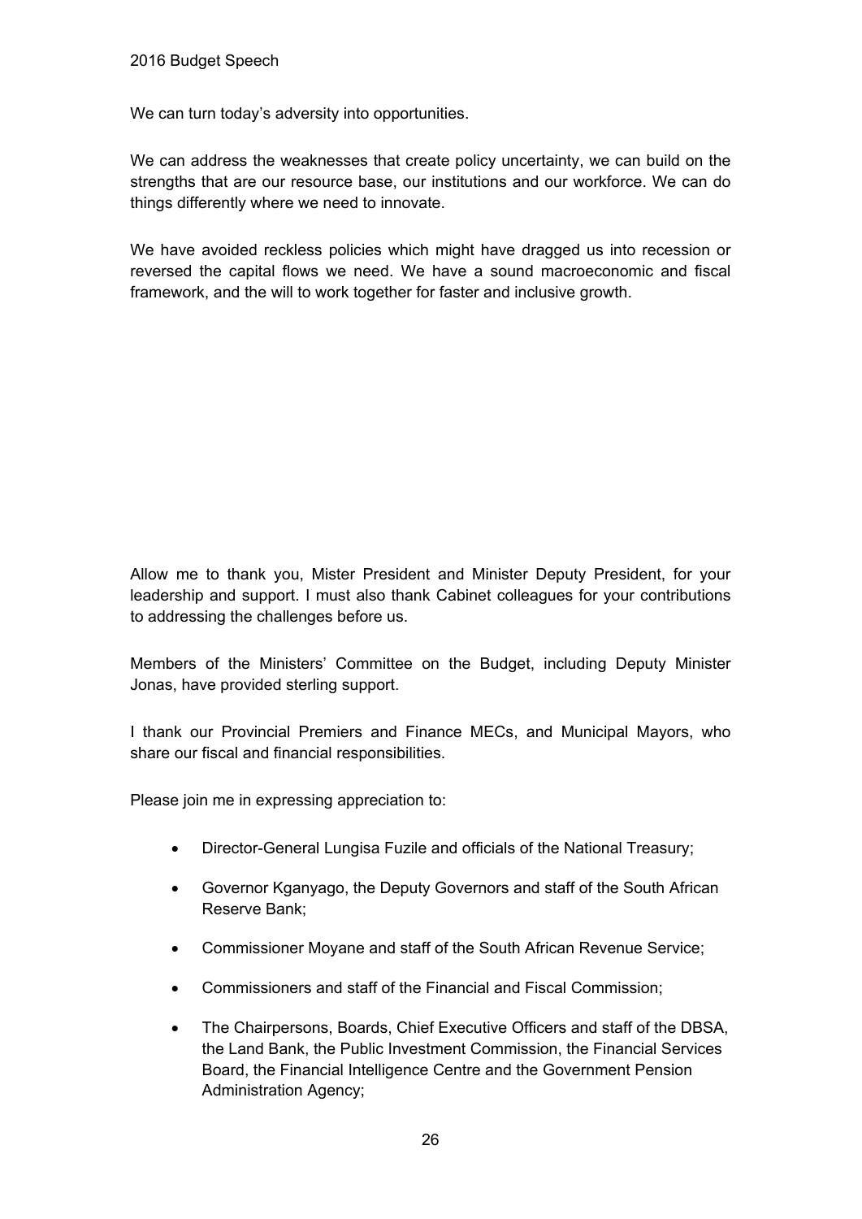We can turn today's adversity into opportunities.

We can address the weaknesses that create policy uncertainty, we can build on the strengths that are our resource base, our institutions and our workforce. We can do things differently where we need to innovate.

We have avoided reckless policies which might have dragged us into recession or reversed the capital flows we need. We have a sound macroeconomic and fiscal framework, and the will to work together for faster and inclusive growth.

Allow me to thank you, Mister President and Minister Deputy President, for your leadership and support. I must also thank Cabinet colleagues for your contributions to addressing the challenges before us.

Members of the Ministers' Committee on the Budget, including Deputy Minister Jonas, have provided sterling support.

I thank our Provincial Premiers and Finance MECs, and Municipal Mayors, who share our fiscal and financial responsibilities.

Please join me in expressing appreciation to:

- Director-General Lungisa Fuzile and officials of the National Treasury;
- Governor Kganyago, the Deputy Governors and staff of the South African Reserve Bank;
- Commissioner Moyane and staff of the South African Revenue Service;
- Commissioners and staff of the Financial and Fiscal Commission;
- The Chairpersons, Boards, Chief Executive Officers and staff of the DBSA, the Land Bank, the Public Investment Commission, the Financial Services Board, the Financial Intelligence Centre and the Government Pension Administration Agency;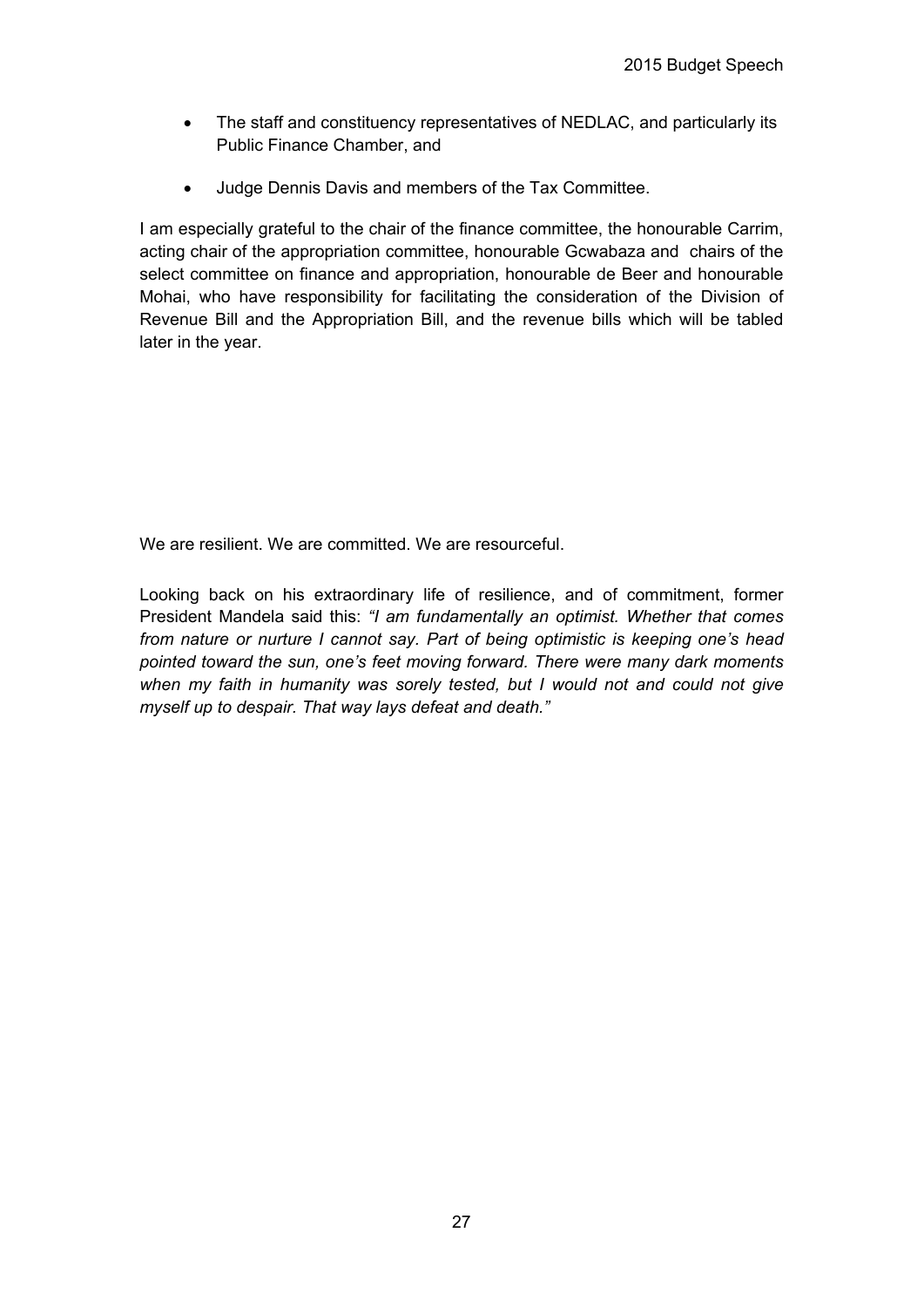- The staff and constituency representatives of NEDLAC, and particularly its Public Finance Chamber, and
- Judge Dennis Davis and members of the Tax Committee.

I am especially grateful to the chair of the finance committee, the honourable Carrim, acting chair of the appropriation committee, honourable Gcwabaza and chairs of the select committee on finance and appropriation, honourable de Beer and honourable Mohai, who have responsibility for facilitating the consideration of the Division of Revenue Bill and the Appropriation Bill, and the revenue bills which will be tabled later in the year.

We are resilient. We are committed. We are resourceful.

Looking back on his extraordinary life of resilience, and of commitment, former President Mandela said this: *"I am fundamentally an optimist. Whether that comes from nature or nurture I cannot say. Part of being optimistic is keeping one's head pointed toward the sun, one's feet moving forward. There were many dark moments when my faith in humanity was sorely tested, but I would not and could not give myself up to despair. That way lays defeat and death."*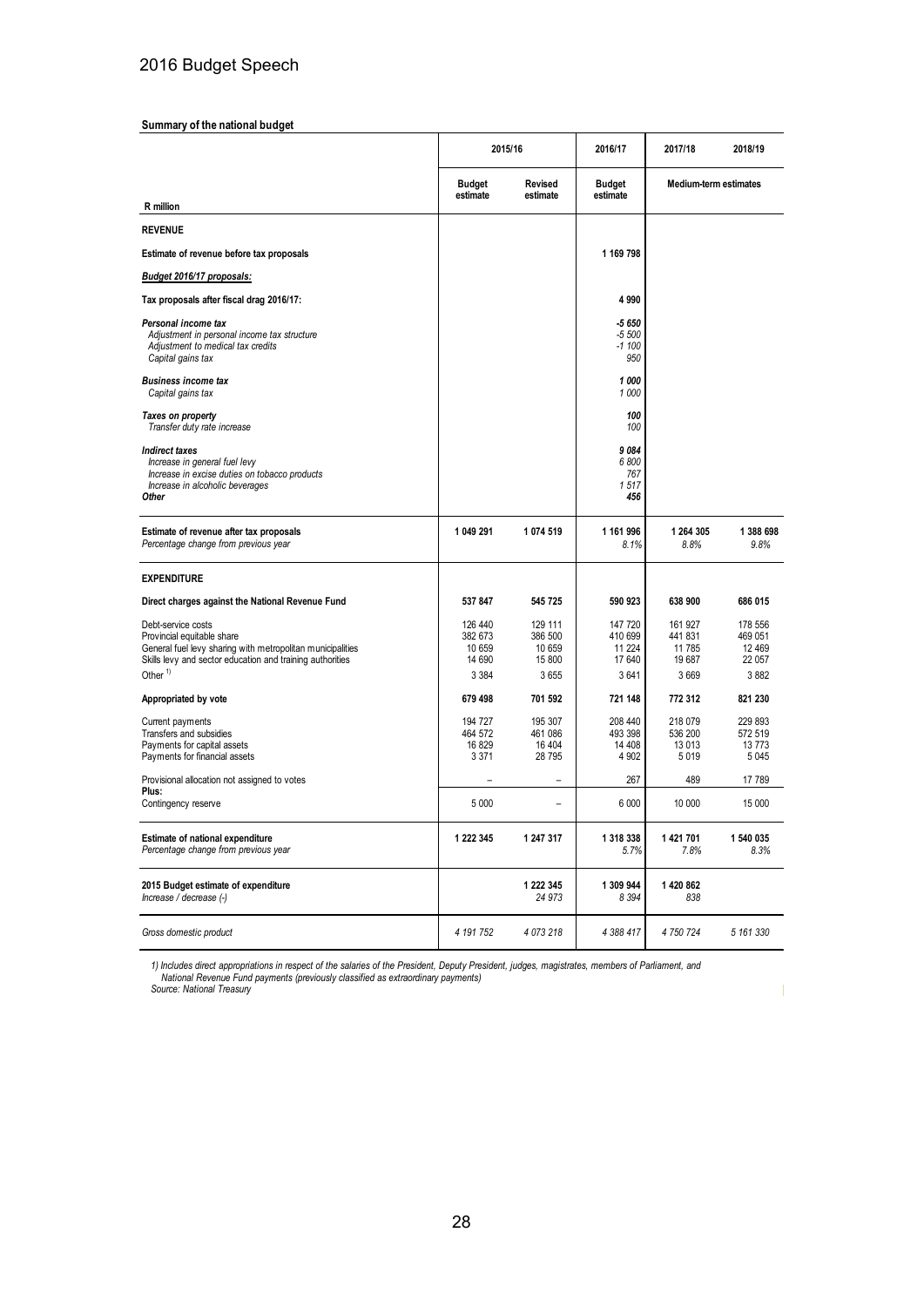**Summary of the national budget**

| R million | 2015/16 | | 2016/17 | 2017/18 | 2018/19 |
|---|---|---|---|---|---|
| | Budget estimate | Revised estimate | Budget estimate | Medium-term estimates | |
| **REVENUE** | | | | | |
| **Estimate of revenue before tax proposals** | | | **1 169 798** | | |
| ***Budget 2016/17 proposals:*** | | | | | |
| **Tax proposals after fiscal drag 2016/17:** | | | **4 990** | | |
| ***Personal income tax*** | | | ***-5 650*** | | |
| *Adjustment in personal income tax structure* | | | *-5 500* | | |
| *Adjustment to medical tax credits* | | | *-1 100* | | |
| *Capital gains tax* | | | *950* | | |
| ***Business income tax*** | | | ***1 000*** | | |
| *Capital gains tax* | | | *1 000* | | |
| ***Taxes on property*** | | | ***100*** | | |
| *Transfer duty rate increase* | | | *100* | | |
| ***Indirect taxes*** | | | ***9 084*** | | |
| *Increase in general fuel levy* | | | *6 800* | | |
| *Increase in excise duties on tobacco products* | | | *767* | | |
| *Increase in alcoholic beverages* | | | *1 517* | | |
| ***Other*** | | | ***456*** | | |
| **Estimate of revenue after tax proposals** | **1 049 291** | **1 074 519** | **1 161 996** | **1 264 305** | **1 388 698** |
| *Percentage change from previous year* | | | *8.1%* | *8.8%* | *9.8%* |
| **EXPENDITURE** | | | | | |
| **Direct charges against the National Revenue Fund** | **537 847** | **545 725** | **590 923** | **638 900** | **686 015** |
| Debt-service costs | 126 440 | 129 111 | 147 720 | 161 927 | 178 556 |
| Provincial equitable share | 382 673 | 386 500 | 410 699 | 441 831 | 469 051 |
| General fuel levy sharing with metropolitan municipalities | 10 659 | 10 659 | 11 224 | 11 785 | 12 469 |
| Skills levy and sector education and training authorities | 14 690 | 15 800 | 17 640 | 19 687 | 22 057 |
| Other [1] | 3 384 | 3 655 | 3 641 | 3 669 | 3 882 |
| **Appropriated by vote** | **679 498** | **701 592** | **721 148** | **772 312** | **821 230** |
| Current payments | 194 727 | 195 307 | 208 440 | 218 079 | 229 893 |
| Transfers and subsidies | 464 572 | 461 086 | 493 398 | 536 200 | 572 519 |
| Payments for capital assets | 16 829 | 16 404 | 14 408 | 13 013 | 13 773 |
| Payments for financial assets | 3 371 | 28 795 | 4 902 | 5 019 | 5 045 |
| Provisional allocation not assigned to votes | – | – | 267 | 489 | 17 789 |
| **Plus:** | | | | | |
| Contingency reserve | 5 000 | – | 6 000 | 10 000 | 15 000 |
| **Estimate of national expenditure** | **1 222 345** | **1 247 317** | **1 318 338** | **1 421 701** | **1 540 035** |
| *Percentage change from previous year* | | | *5.7%* | *7.8%* | *8.3%* |
| **2015 Budget estimate of expenditure** | | **1 222 345** | **1 309 944** | **1 420 862** | |
| *Increase / decrease (-)* | | *24 973* | *8 394* | *838* | |
| *Gross domestic product* | *4 191 752* | *4 073 218* | *4 388 417* | *4 750 724* | *5 161 330* |

*1) Includes direct appropriations in respect of the salaries of the President, Deputy President, judges, magistrates, members of Parliament, and National Revenue Fund payments (previously classified as extraordinary payments)*

*Source: National Treasury*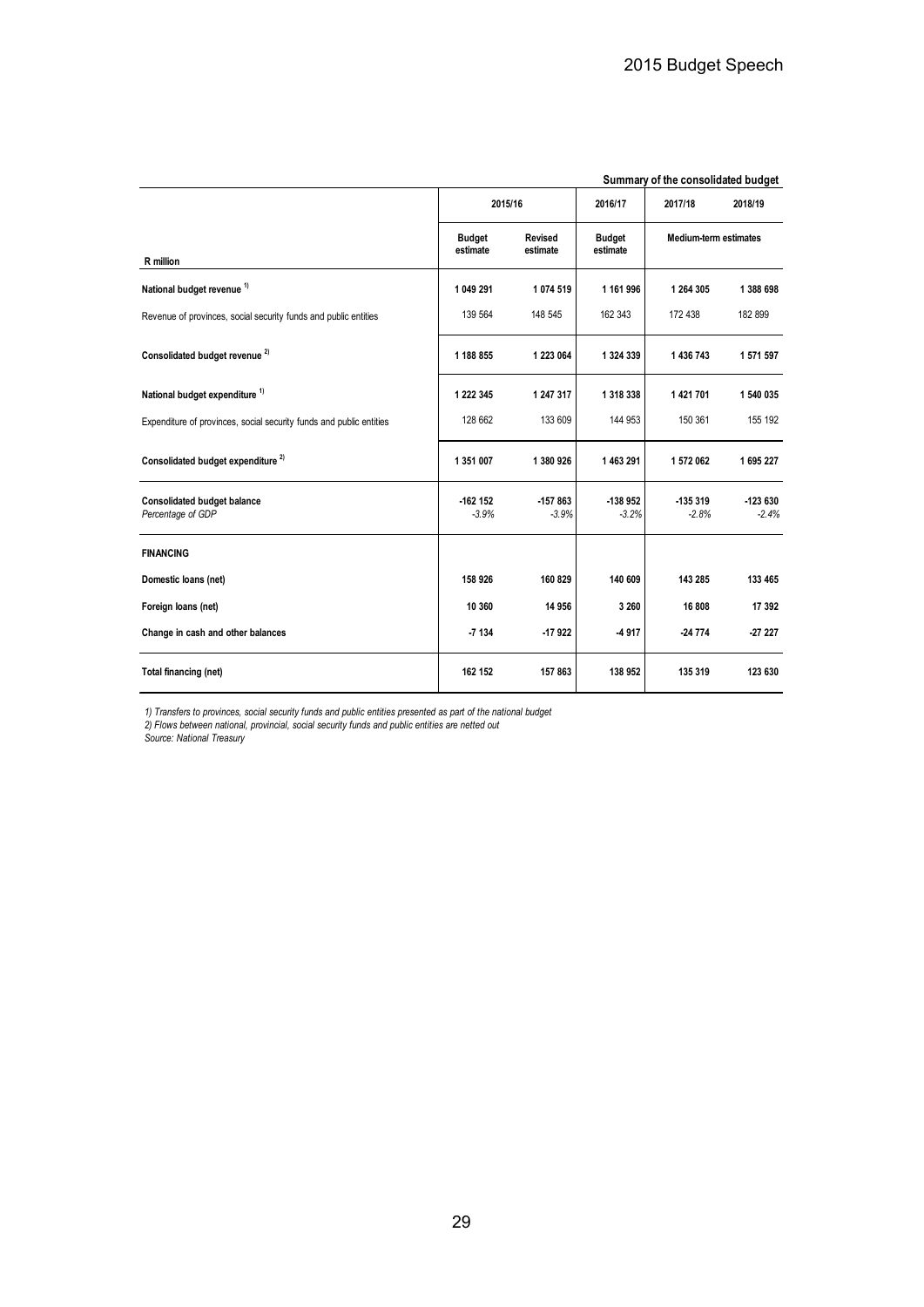**Summary of the consolidated budget**

| R million | 2015/16 | | 2016/17 | 2017/18 | 2018/19 |
|---|---|---|---|---|---|
| | Budget estimate | Revised estimate | Budget estimate | Medium-term estimates | |
| **National budget revenue [1]** | **1 049 291** | **1 074 519** | **1 161 996** | **1 264 305** | **1 388 698** |
| Revenue of provinces, social security funds and public entities | 139 564 | 148 545 | 162 343 | 172 438 | 182 899 |
| **Consolidated budget revenue [2]** | **1 188 855** | **1 223 064** | **1 324 339** | **1 436 743** | **1 571 597** |
| **National budget expenditure [1]** | **1 222 345** | **1 247 317** | **1 318 338** | **1 421 701** | **1 540 035** |
| Expenditure of provinces, social security funds and public entities | 128 662 | 133 609 | 144 953 | 150 361 | 155 192 |
| **Consolidated budget expenditure [2]** | **1 351 007** | **1 380 926** | **1 463 291** | **1 572 062** | **1 695 227** |
| **Consolidated budget balance** | **-162 152** | **-157 863** | **-138 952** | **-135 319** | **-123 630** |
| *Percentage of GDP* | *-3.9%* | *-3.9%* | *-3.2%* | *-2.8%* | *-2.4%* |
| **FINANCING** | | | | | |
| **Domestic loans (net)** | **158 926** | **160 829** | **140 609** | **143 285** | **133 465** |
| **Foreign loans (net)** | **10 360** | **14 956** | **3 260** | **16 808** | **17 392** |
| **Change in cash and other balances** | **-7 134** | **-17 922** | **-4 917** | **-24 774** | **-27 227** |
| **Total financing (net)** | **162 152** | **157 863** | **138 952** | **135 319** | **123 630** |

*1) Transfers to provinces, social security funds and public entities presented as part of the national budget*
*2) Flows between national, provincial, social security funds and public entities are netted out*
*Source: National Treasury*